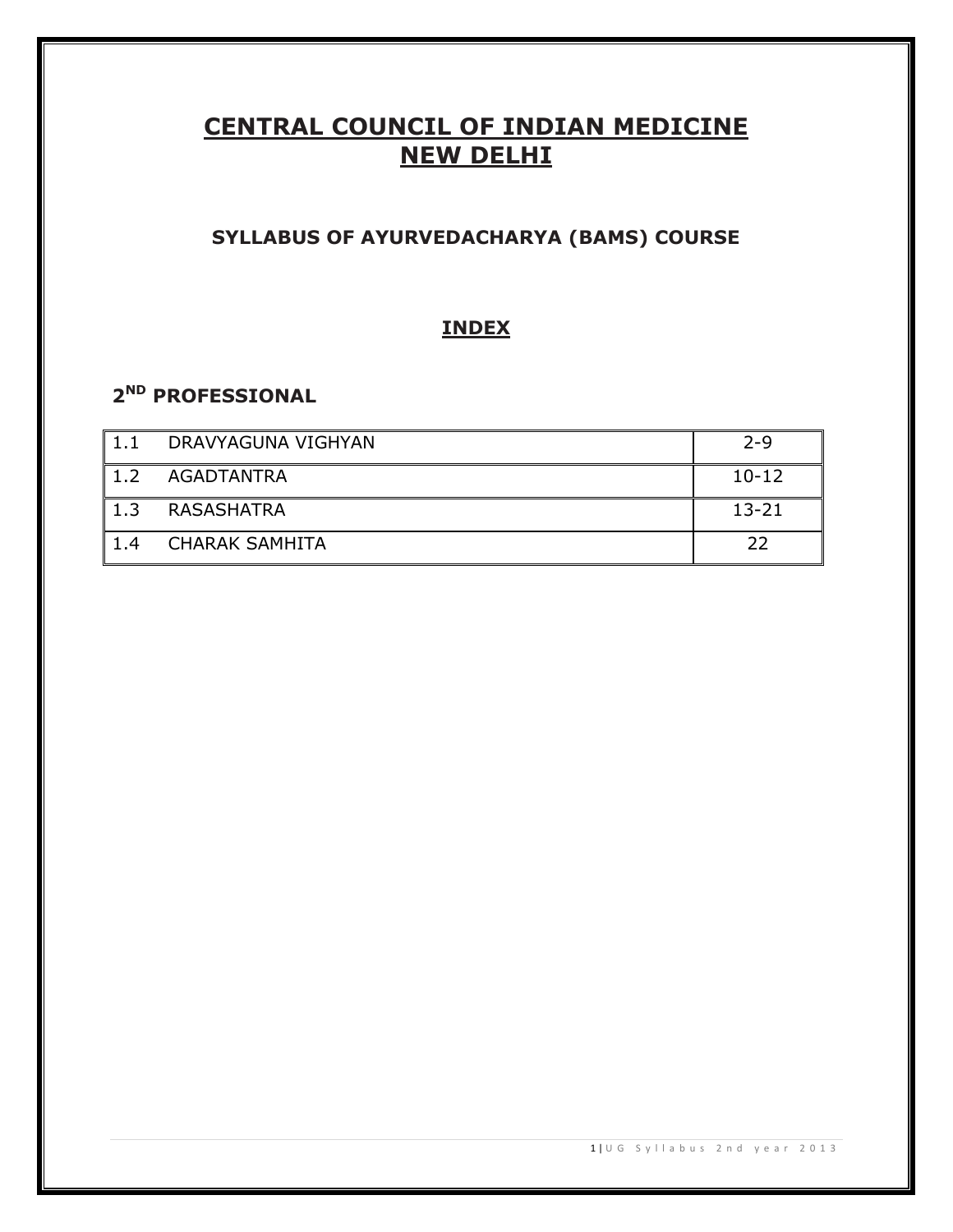# CENTRAL COUNCIL OF INDIAN MEDICINE
# NEW DELHI

## SYLLABUS OF AYURVEDACHARYA (BAMS) COURSE

## INDEX

### 2ND PROFESSIONAL

| | | |
|---|---|---|
| 1.1 | DRAVYAGUNA VIGHYAN | 2-9 |
| 1.2 | AGADTANTRA | 10-12 |
| 1.3 | RASASHATRA | 13-21 |
| 1.4 | CHARAK SAMHITA | 22 |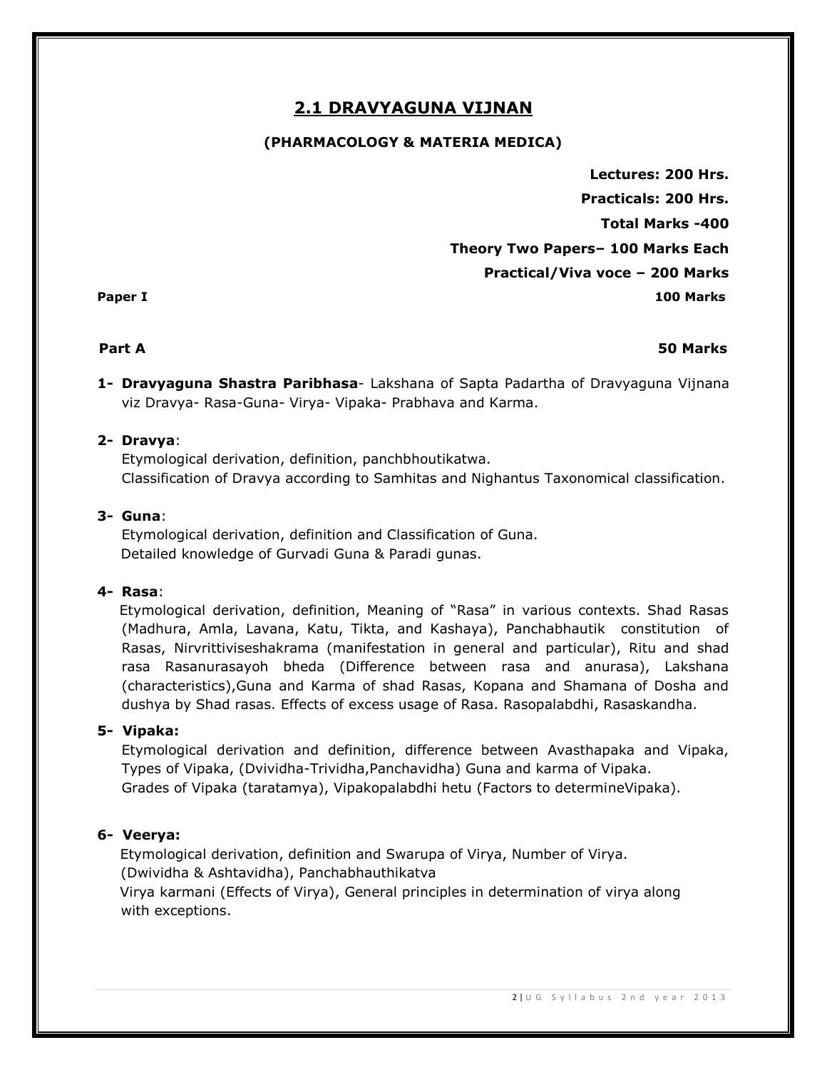## 2.1 DRAVYAGUNA VIJNAN

**(PHARMACOLOGY & MATERIA MEDICA)**

**Lectures: 200 Hrs.**

**Practicals: 200 Hrs.**

**Total Marks -400**

**Theory Two Papers– 100 Marks Each**

**Practical/Viva voce – 200 Marks**

**Paper I** **100 Marks**

**Part A** **50 Marks**

1- **Dravyaguna Shastra Paribhasa**- Lakshana of Sapta Padartha of Dravyaguna Vijnana viz Dravya- Rasa-Guna- Virya- Vipaka- Prabhava and Karma.

2- **Dravya**:
Etymological derivation, definition, panchbhoutikatwa.
Classification of Dravya according to Samhitas and Nighantus Taxonomical classification.

3- **Guna**:
Etymological derivation, definition and Classification of Guna.
Detailed knowledge of Gurvadi Guna & Paradi gunas.

4- **Rasa**:
Etymological derivation, definition, Meaning of "Rasa" in various contexts. Shad Rasas (Madhura, Amla, Lavana, Katu, Tikta, and Kashaya), Panchabhautik constitution of Rasas, Nirvrittiviseshakrama (manifestation in general and particular), Ritu and shad rasa Rasanurasayoh bheda (Difference between rasa and anurasa), Lakshana (characteristics),Guna and Karma of shad Rasas, Kopana and Shamana of Dosha and dushya by Shad rasas. Effects of excess usage of Rasa. Rasopalabdhi, Rasaskandha.

5- **Vipaka:**
Etymological derivation and definition, difference between Avasthapaka and Vipaka, Types of Vipaka, (Dvividha-Trividha,Panchavidha) Guna and karma of Vipaka.
Grades of Vipaka (taratamya), Vipakopalabdhi hetu (Factors to determineVipaka).

6- **Veerya:**
Etymological derivation, definition and Swarupa of Virya, Number of Virya.
(Dwividha & Ashtavidha), Panchabhauthikatva
Virya karmani (Effects of Virya), General principles in determination of virya along with exceptions.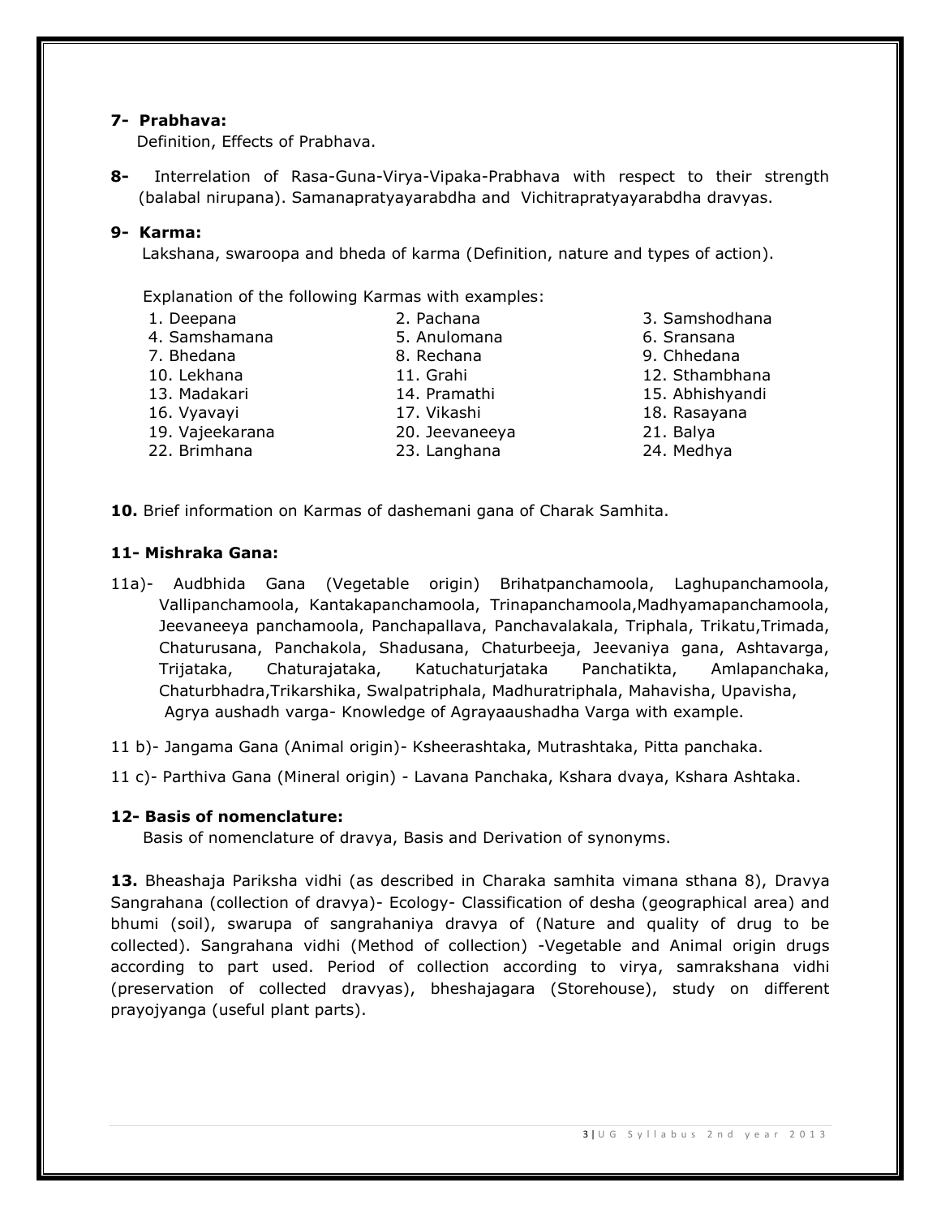**7- Prabhava:**

Definition, Effects of Prabhava.

**8-** Interrelation of Rasa-Guna-Virya-Vipaka-Prabhava with respect to their strength (balabal nirupana). Samanapratyayarabdha and Vichitrapratyayarabdha dravyas.

**9- Karma:**

Lakshana, swaroopa and bheda of karma (Definition, nature and types of action).

Explanation of the following Karmas with examples:

| | | |
|---|---|---|
| 1. Deepana | 2. Pachana | 3. Samshodhana |
| 4. Samshamana | 5. Anulomana | 6. Sransana |
| 7. Bhedana | 8. Rechana | 9. Chhedana |
| 10. Lekhana | 11. Grahi | 12. Sthambhana |
| 13. Madakari | 14. Pramathi | 15. Abhishyandi |
| 16. Vyavayi | 17. Vikashi | 18. Rasayana |
| 19. Vajeekarana | 20. Jeevaneeya | 21. Balya |
| 22. Brimhana | 23. Langhana | 24. Medhya |

**10.** Brief information on Karmas of dashemani gana of Charak Samhita.

**11- Mishraka Gana:**

11a)- Audbhida Gana (Vegetable origin) Brihatpanchamoola, Laghupanchamoola, Vallipanchamoola, Kantakapanchamoola, Trinapanchamoola,Madhyamapanchamoola, Jeevaneeya panchamoola, Panchapallava, Panchavalakala, Triphala, Trikatu,Trimada, Chaturusana, Panchakola, Shadusana, Chaturbeeja, Jeevaniya gana, Ashtavarga, Trijataka, Chaturajataka, Katuchaturjataka Panchatikta, Amlapanchaka, Chaturbhadra,Trikarshika, Swalpatriphala, Madhuratriphala, Mahavisha, Upavisha, Agrya aushadh varga- Knowledge of Agrayaaushadha Varga with example.

11 b)- Jangama Gana (Animal origin)- Ksheerashtaka, Mutrashtaka, Pitta panchaka.

11 c)- Parthiva Gana (Mineral origin) - Lavana Panchaka, Kshara dvaya, Kshara Ashtaka.

**12- Basis of nomenclature:**

Basis of nomenclature of dravya, Basis and Derivation of synonyms.

**13.** Bheashaja Pariksha vidhi (as described in Charaka samhita vimana sthana 8), Dravya Sangrahana (collection of dravya)- Ecology- Classification of desha (geographical area) and bhumi (soil), swarupa of sangrahaniya dravya of (Nature and quality of drug to be collected). Sangrahana vidhi (Method of collection) -Vegetable and Animal origin drugs according to part used. Period of collection according to virya, samrakshana vidhi (preservation of collected dravyas), bheshajagara (Storehouse), study on different prayojyanga (useful plant parts).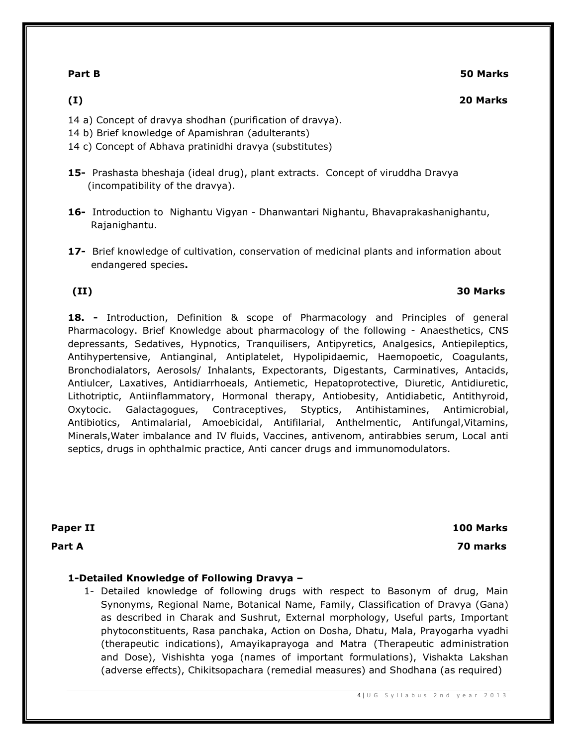**Part B** **50 Marks**

**(I)** **20 Marks**

14 a) Concept of dravya shodhan (purification of dravya).
14 b) Brief knowledge of Apamishran (adulterants)
14 c) Concept of Abhava pratinidhi dravya (substitutes)

**15-** Prashasta bheshaja (ideal drug), plant extracts. Concept of viruddha Dravya (incompatibility of the dravya).

**16-** Introduction to Nighantu Vigyan - Dhanwantari Nighantu, Bhavaprakashanighantu, Rajanighantu.

**17-** Brief knowledge of cultivation, conservation of medicinal plants and information about endangered species**.**

**(II)** **30 Marks**

**18. -** Introduction, Definition & scope of Pharmacology and Principles of general Pharmacology. Brief Knowledge about pharmacology of the following - Anaesthetics, CNS depressants, Sedatives, Hypnotics, Tranquilisers, Antipyretics, Analgesics, Antiepileptics, Antihypertensive, Antianginal, Antiplatelet, Hypolipidaemic, Haemopoetic, Coagulants, Bronchodialators, Aerosols/ Inhalants, Expectorants, Digestants, Carminatives, Antacids, Antiulcer, Laxatives, Antidiarrhoeals, Antiemetic, Hepatoprotective, Diuretic, Antidiuretic, Lithotriptic, Antiinflammatory, Hormonal therapy, Antiobesity, Antidiabetic, Antithyroid, Oxytocic. Galactagogues, Contraceptives, Styptics, Antihistamines, Antimicrobial, Antibiotics, Antimalarial, Amoebicidal, Antifilarial, Anthelmentic, Antifungal,Vitamins, Minerals,Water imbalance and IV fluids, Vaccines, antivenom, antirabbies serum, Local anti septics, drugs in ophthalmic practice, Anti cancer drugs and immunomodulators.

**Paper II** **100 Marks**

**Part A** **70 marks**

**1-Detailed Knowledge of Following Dravya –**

1- Detailed knowledge of following drugs with respect to Basonym of drug, Main Synonyms, Regional Name, Botanical Name, Family, Classification of Dravya (Gana) as described in Charak and Sushrut, External morphology, Useful parts, Important phytoconstituents, Rasa panchaka, Action on Dosha, Dhatu, Mala, Prayogarha vyadhi (therapeutic indications), Amayikaprayoga and Matra (Therapeutic administration and Dose), Vishishta yoga (names of important formulations), Vishakta Lakshan (adverse effects), Chikitsopachara (remedial measures) and Shodhana (as required)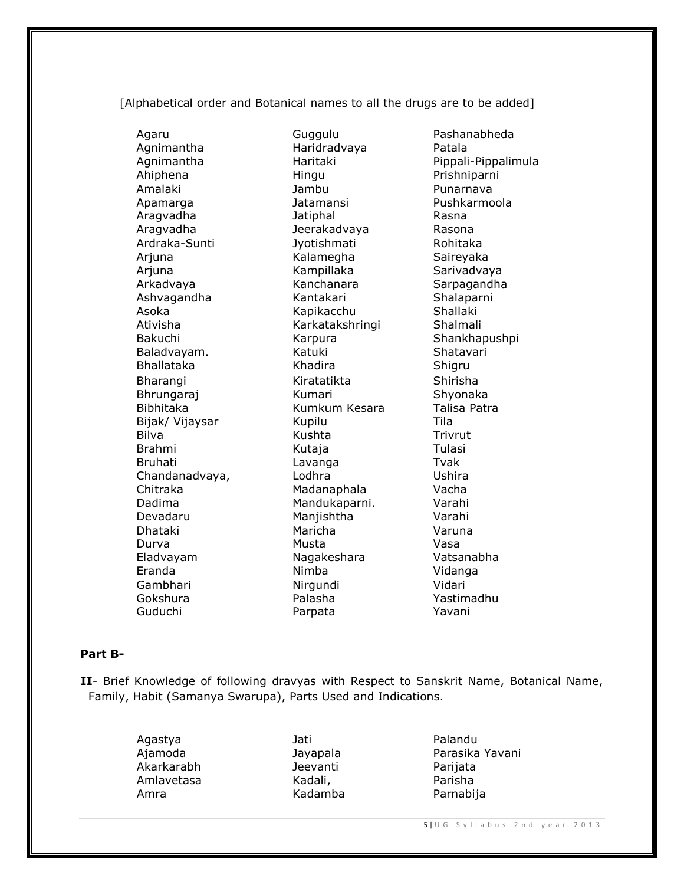[Alphabetical order and Botanical names to all the drugs are to be added]

| | | |
|---|---|---|
| Agaru | Guggulu | Pashanabheda |
| Agnimantha | Haridradvaya | Patala |
| Agnimantha | Haritaki | Pippali-Pippalimula |
| Ahiphena | Hingu | Prishniparni |
| Amalaki | Jambu | Punarnava |
| Apamarga | Jatamansi | Pushkarmoola |
| Aragvadha | Jatiphal | Rasna |
| Aragvadha | Jeerakadvaya | Rasona |
| Ardraka-Sunti | Jyotishmati | Rohitaka |
| Arjuna | Kalamegha | Saireyaka |
| Arjuna | Kampillaka | Sarivadvaya |
| Arkadvaya | Kanchanara | Sarpagandha |
| Ashvagandha | Kantakari | Shalaparni |
| Asoka | Kapikacchu | Shallaki |
| Ativisha | Karkatakshringi | Shalmali |
| Bakuchi | Karpura | Shankhapushpi |
| Baladvayam. | Katuki | Shatavari |
| Bhallataka | Khadira | Shigru |
| Bharangi | Kiratatikta | Shirisha |
| Bhrungaraj | Kumari | Shyonaka |
| Bibhitaka | Kumkum Kesara | Talisa Patra |
| Bijak/ Vijaysar | Kupilu | Tila |
| Bilva | Kushta | Trivrut |
| Brahmi | Kutaja | Tulasi |
| Bruhati | Lavanga | Tvak |
| Chandanadvaya, | Lodhra | Ushira |
| Chitraka | Madanaphala | Vacha |
| Dadima | Mandukaparni. | Varahi |
| Devadaru | Manjishtha | Varahi |
| Dhataki | Maricha | Varuna |
| Durva | Musta | Vasa |
| Eladvayam | Nagakeshara | Vatsanabha |
| Eranda | Nimba | Vidanga |
| Gambhari | Nirgundi | Vidari |
| Gokshura | Palasha | Yastimadhu |
| Guduchi | Parpata | Yavani |

**Part B-**

**II**- Brief Knowledge of following dravyas with Respect to Sanskrit Name, Botanical Name, Family, Habit (Samanya Swarupa), Parts Used and Indications.

| | | |
|---|---|---|
| Agastya | Jati | Palandu |
| Ajamoda | Jayapala | Parasika Yavani |
| Akarkarabh | Jeevanti | Parijata |
| Amlavetasa | Kadali, | Parisha |
| Amra | Kadamba | Parnabija |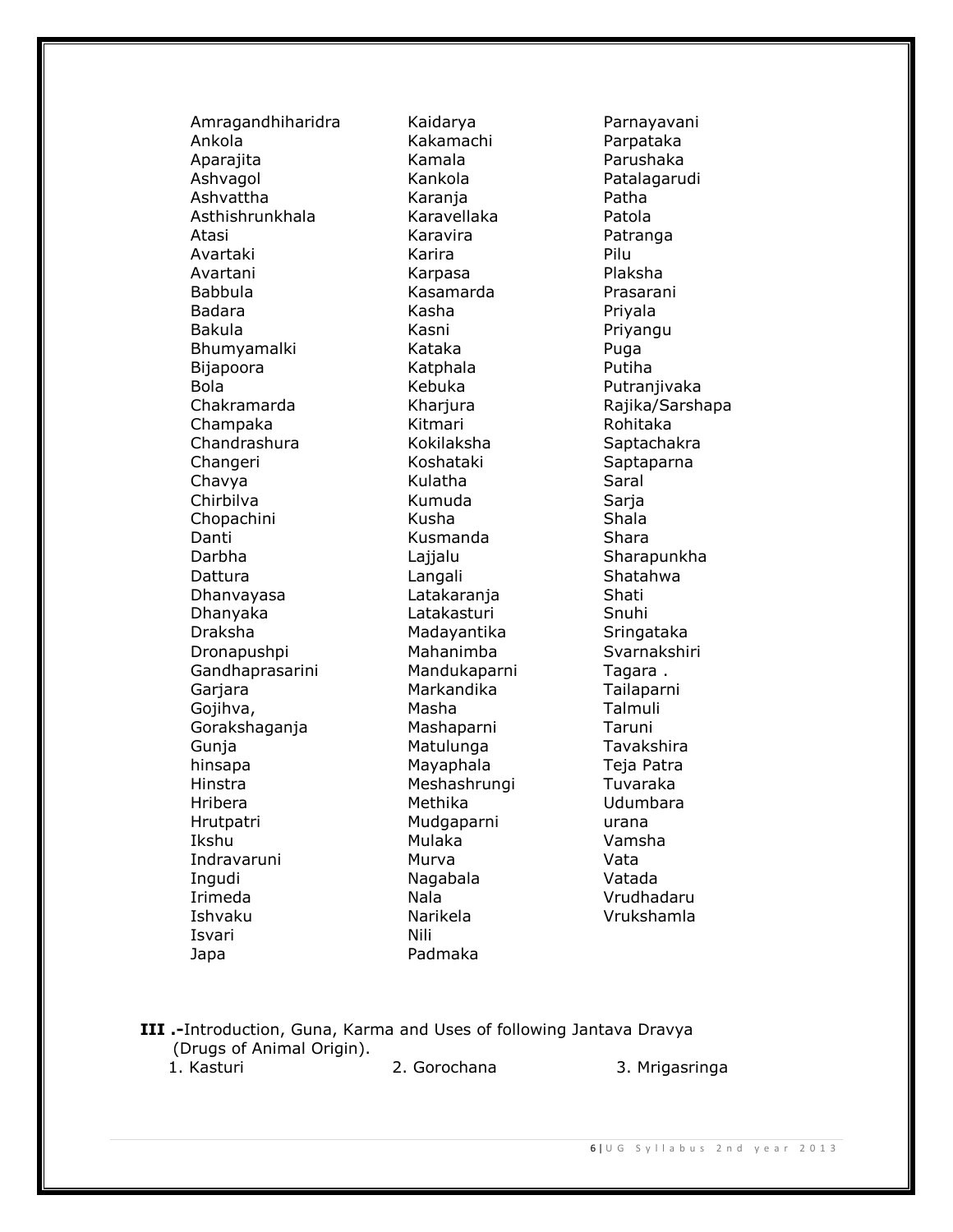Amragandhiharidra
Ankola
Aparajita
Ashvagol
Ashvattha
Asthishrunkhala
Atasi
Avartaki
Avartani
Babbula
Badara
Bakula
Bhumyamalki
Bijapoora
Bola
Chakramarda
Champaka
Chandrashura
Changeri
Chavya
Chirbilva
Chopachini
Danti
Darbha
Dattura
Dhanvayasa
Dhanyaka
Draksha
Dronapushpi
Gandhaprasarini
Garjara
Gojihva,
Gorakshaganja
Gunja
hinsapa
Hinstra
Hribera
Hrutpatri
Ikshu
Indravaruni
Ingudi
Irimeda
Ishvaku
Isvari
Japa
Kaidarya
Kakamachi
Kamala
Kankola
Karanja
Karavellaka
Karavira
Karira
Karpasa
Kasamarda
Kasha
Kasni
Kataka
Katphala
Kebuka
Kharjura
Kitmari
Kokilaksha
Koshataki
Kulatha
Kumuda
Kusha
Kusmanda
Lajjalu
Langali
Latakaranja
Latakasturi
Madayantika
Mahanimba
Mandukaparni
Markandika
Masha
Mashaparni
Matulunga
Mayaphala
Meshashrungi
Methika
Mudgaparni
Mulaka
Murva
Nagabala
Nala
Narikela
Nili
Padmaka
Parnayavani
Parpataka
Parushaka
Patalagarudi
Patha
Patola
Patranga
Pilu
Plaksha
Prasarani
Priyala
Priyangu
Puga
Putiha
Putranjivaka
Rajika/Sarshapa
Rohitaka
Saptachakra
Saptaparna
Saral
Sarja
Shala
Shara
Sharapunkha
Shatahwa
Shati
Snuhi
Sringataka
Svarnakshiri
Tagara .
Tailaparni
Talmuli
Taruni
Tavakshira
Teja Patra
Tuvaraka
Udumbara
urana
Vamsha
Vata
Vatada
Vrudhadaru
Vrukshamla

**III .-**Introduction, Guna, Karma and Uses of following Jantava Dravya (Drugs of Animal Origin).

1. Kasturi
2. Gorochana
3. Mrigasringa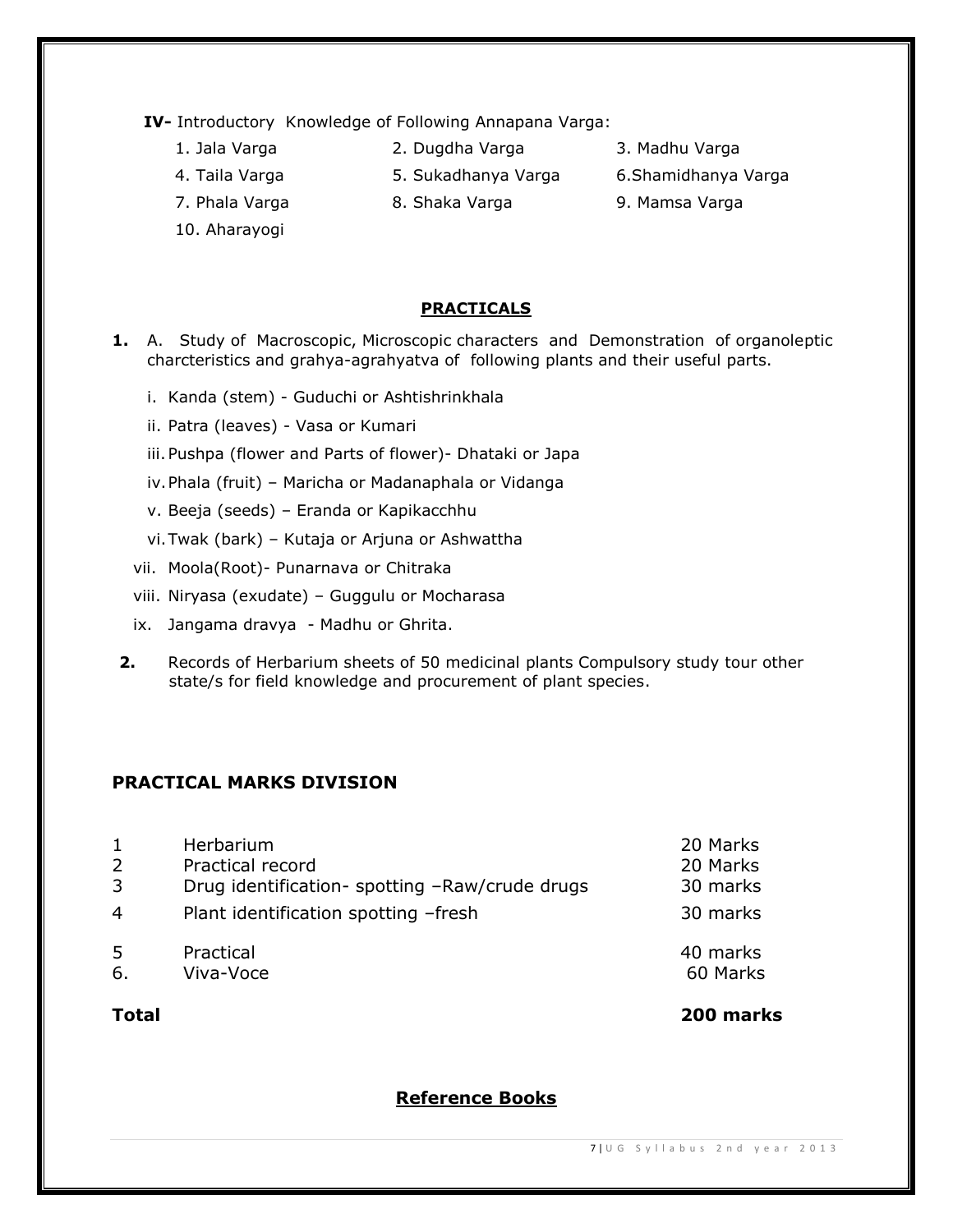**IV-** Introductory Knowledge of Following Annapana Varga:

1. Jala Varga
2. Dugdha Varga
3. Madhu Varga
4. Taila Varga
5. Sukadhanya Varga
6. Shamidhanya Varga
7. Phala Varga
8. Shaka Varga
9. Mamsa Varga
10. Aharayogi

## PRACTICALS

**1.** A. Study of Macroscopic, Microscopic characters and Demonstration of organoleptic charcteristics and grahya-agrahyatva of following plants and their useful parts.

- i. Kanda (stem) - Guduchi or Ashtishrinkhala
- ii. Patra (leaves) - Vasa or Kumari
- iii. Pushpa (flower and Parts of flower)- Dhataki or Japa
- iv. Phala (fruit) – Maricha or Madanaphala or Vidanga
- v. Beeja (seeds) – Eranda or Kapikacchhu
- vi. Twak (bark) – Kutaja or Arjuna or Ashwattha
- vii. Moola(Root)- Punarnava or Chitraka
- viii. Niryasa (exudate) – Guggulu or Mocharasa
- ix. Jangama dravya - Madhu or Ghrita.

**2.** Records of Herbarium sheets of 50 medicinal plants Compulsory study tour other state/s for field knowledge and procurement of plant species.

## PRACTICAL MARKS DIVISION

| | | |
|---|---|---|
| 1 | Herbarium | 20 Marks |
| 2 | Practical record | 20 Marks |
| 3 | Drug identification- spotting –Raw/crude drugs | 30 marks |
| 4 | Plant identification spotting –fresh | 30 marks |
| 5 | Practical | 40 marks |
| 6. | Viva-Voce | 60 Marks |
| **Total** | | **200 marks** |

## Reference Books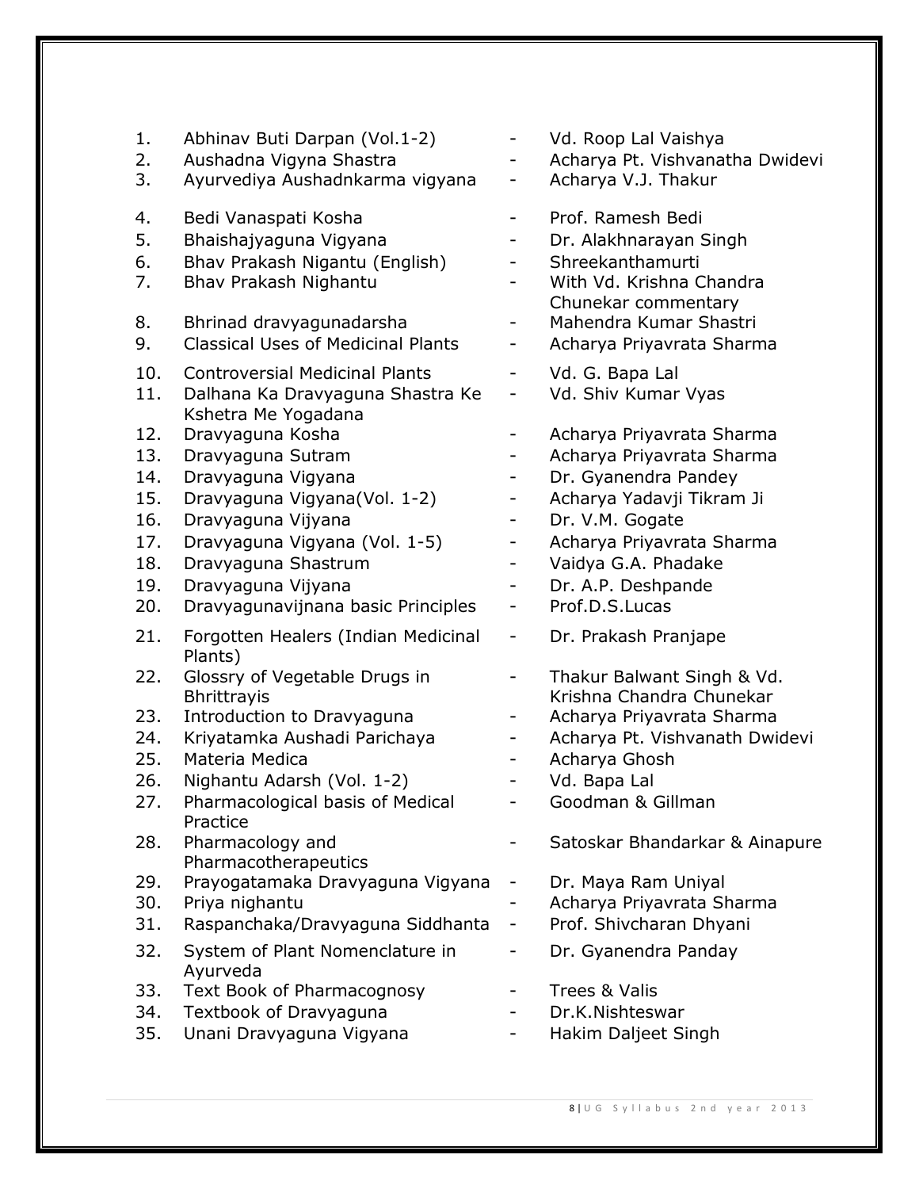1. Abhinav Buti Darpan (Vol.1-2) - Vd. Roop Lal Vaishya
2. Aushadna Vigyna Shastra - Acharya Pt. Vishvanatha Dwidevi
3. Ayurvediya Aushadnkarma vigyana - Acharya V.J. Thakur
4. Bedi Vanaspati Kosha - Prof. Ramesh Bedi
5. Bhaishajyaguna Vigyana - Dr. Alakhnarayan Singh
6. Bhav Prakash Nigantu (English) - Shreekanthamurti
7. Bhav Prakash Nighantu - With Vd. Krishna Chandra Chunekar commentary
8. Bhrinad dravyagunadarsha - Mahendra Kumar Shastri
9. Classical Uses of Medicinal Plants - Acharya Priyavrata Sharma
10. Controversial Medicinal Plants - Vd. G. Bapa Lal
11. Dalhana Ka Dravyaguna Shastra Ke Kshetra Me Yogadana - Vd. Shiv Kumar Vyas
12. Dravyaguna Kosha - Acharya Priyavrata Sharma
13. Dravyaguna Sutram - Acharya Priyavrata Sharma
14. Dravyaguna Vigyana - Dr. Gyanendra Pandey
15. Dravyaguna Vigyana(Vol. 1-2) - Acharya Yadavji Tikram Ji
16. Dravyaguna Vijyana - Dr. V.M. Gogate
17. Dravyaguna Vigyana (Vol. 1-5) - Acharya Priyavrata Sharma
18. Dravyaguna Shastrum - Vaidya G.A. Phadake
19. Dravyaguna Vijyana - Dr. A.P. Deshpande
20. Dravyagunavijnana basic Principles - Prof.D.S.Lucas
21. Forgotten Healers (Indian Medicinal Plants) - Dr. Prakash Pranjape
22. Glossry of Vegetable Drugs in Bhrittrayis - Thakur Balwant Singh & Vd. Krishna Chandra Chunekar
23. Introduction to Dravyaguna - Acharya Priyavrata Sharma
24. Kriyatamka Aushadi Parichaya - Acharya Pt. Vishvanath Dwidevi
25. Materia Medica - Acharya Ghosh
26. Nighantu Adarsh (Vol. 1-2) - Vd. Bapa Lal
27. Pharmacological basis of Medical Practice - Goodman & Gillman
28. Pharmacology and Pharmacotherapeutics - Satoskar Bhandarkar & Ainapure
29. Prayogatamaka Dravyaguna Vigyana - Dr. Maya Ram Uniyal
30. Priya nighantu - Acharya Priyavrata Sharma
31. Raspanchaka/Dravyaguna Siddhanta - Prof. Shivcharan Dhyani
32. System of Plant Nomenclature in Ayurveda - Dr. Gyanendra Panday
33. Text Book of Pharmacognosy - Trees & Valis
34. Textbook of Dravyaguna - Dr.K.Nishteswar
35. Unani Dravyaguna Vigyana - Hakim Daljeet Singh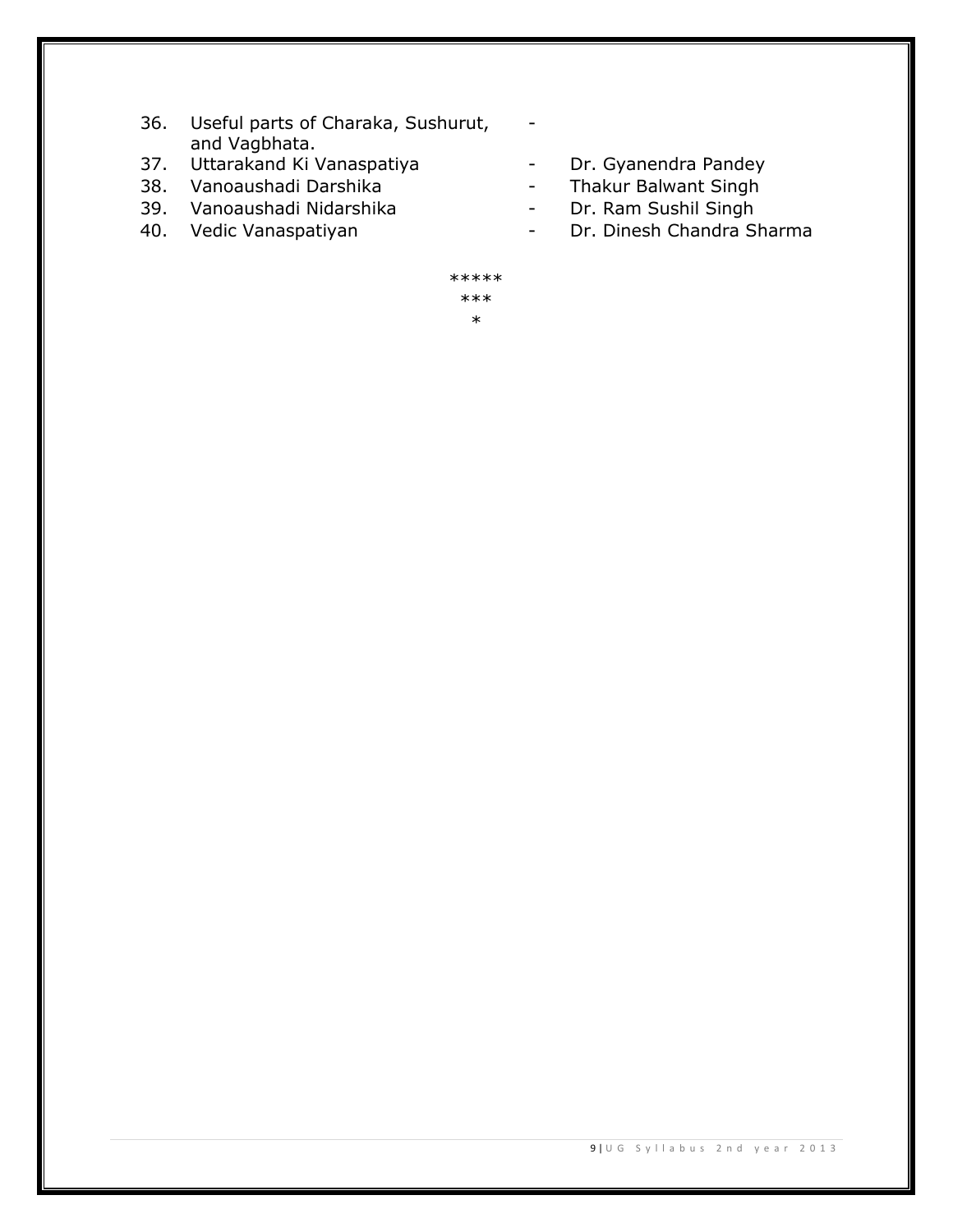36. Useful parts of Charaka, Sushurut, and Vagbhata. -
37. Uttarakand Ki Vanaspatiya - Dr. Gyanendra Pandey
38. Vanoaushadi Darshika - Thakur Balwant Singh
39. Vanoaushadi Nidarshika - Dr. Ram Sushil Singh
40. Vedic Vanaspatiyan - Dr. Dinesh Chandra Sharma

*****

***

*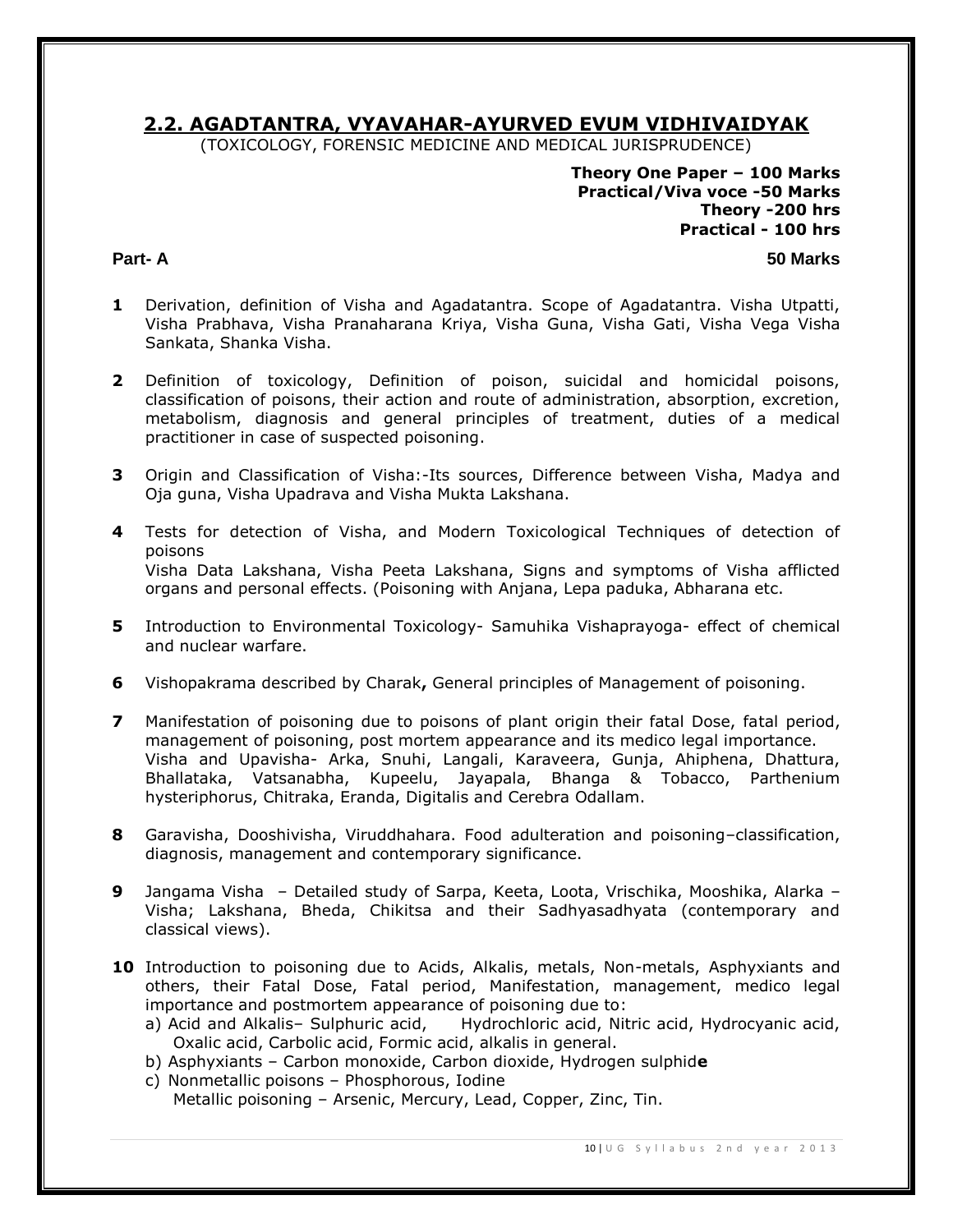## 2.2. AGADTANTRA, VYAVAHAR-AYURVED EVUM VIDHIVAIDYAK

(TOXICOLOGY, FORENSIC MEDICINE AND MEDICAL JURISPRUDENCE)

**Theory One Paper – 100 Marks**
**Practical/Viva voce -50 Marks**
**Theory -200 hrs**
**Practical - 100 hrs**

**Part- A** **50 Marks**

**1** Derivation, definition of Visha and Agadatantra. Scope of Agadatantra. Visha Utpatti, Visha Prabhava, Visha Pranaharana Kriya, Visha Guna, Visha Gati, Visha Vega Visha Sankata, Shanka Visha.

**2** Definition of toxicology, Definition of poison, suicidal and homicidal poisons, classification of poisons, their action and route of administration, absorption, excretion, metabolism, diagnosis and general principles of treatment, duties of a medical practitioner in case of suspected poisoning.

**3** Origin and Classification of Visha:-Its sources, Difference between Visha, Madya and Oja guna, Visha Upadrava and Visha Mukta Lakshana.

**4** Tests for detection of Visha, and Modern Toxicological Techniques of detection of poisons
Visha Data Lakshana, Visha Peeta Lakshana, Signs and symptoms of Visha afflicted organs and personal effects. (Poisoning with Anjana, Lepa paduka, Abharana etc.

**5** Introduction to Environmental Toxicology- Samuhika Vishaprayoga- effect of chemical and nuclear warfare.

**6** Vishopakrama described by Charak**,** General principles of Management of poisoning.

**7** Manifestation of poisoning due to poisons of plant origin their fatal Dose, fatal period, management of poisoning, post mortem appearance and its medico legal importance.
Visha and Upavisha- Arka, Snuhi, Langali, Karaveera, Gunja, Ahiphena, Dhattura, Bhallataka, Vatsanabha, Kupeelu, Jayapala, Bhanga & Tobacco, Parthenium hysteriphorus, Chitraka, Eranda, Digitalis and Cerebra Odallam.

**8** Garavisha, Dooshivisha, Viruddhahara. Food adulteration and poisoning–classification, diagnosis, management and contemporary significance.

**9** Jangama Visha – Detailed study of Sarpa, Keeta, Loota, Vrischika, Mooshika, Alarka – Visha; Lakshana, Bheda, Chikitsa and their Sadhyasadhyata (contemporary and classical views).

**10** Introduction to poisoning due to Acids, Alkalis, metals, Non-metals, Asphyxiants and others, their Fatal Dose, Fatal period, Manifestation, management, medico legal importance and postmortem appearance of poisoning due to:

a) Acid and Alkalis– Sulphuric acid, Hydrochloric acid, Nitric acid, Hydrocyanic acid, Oxalic acid, Carbolic acid, Formic acid, alkalis in general.
b) Asphyxiants – Carbon monoxide, Carbon dioxide, Hydrogen sulphid**e**
c) Nonmetallic poisons – Phosphorous, Iodine
Metallic poisoning – Arsenic, Mercury, Lead, Copper, Zinc, Tin.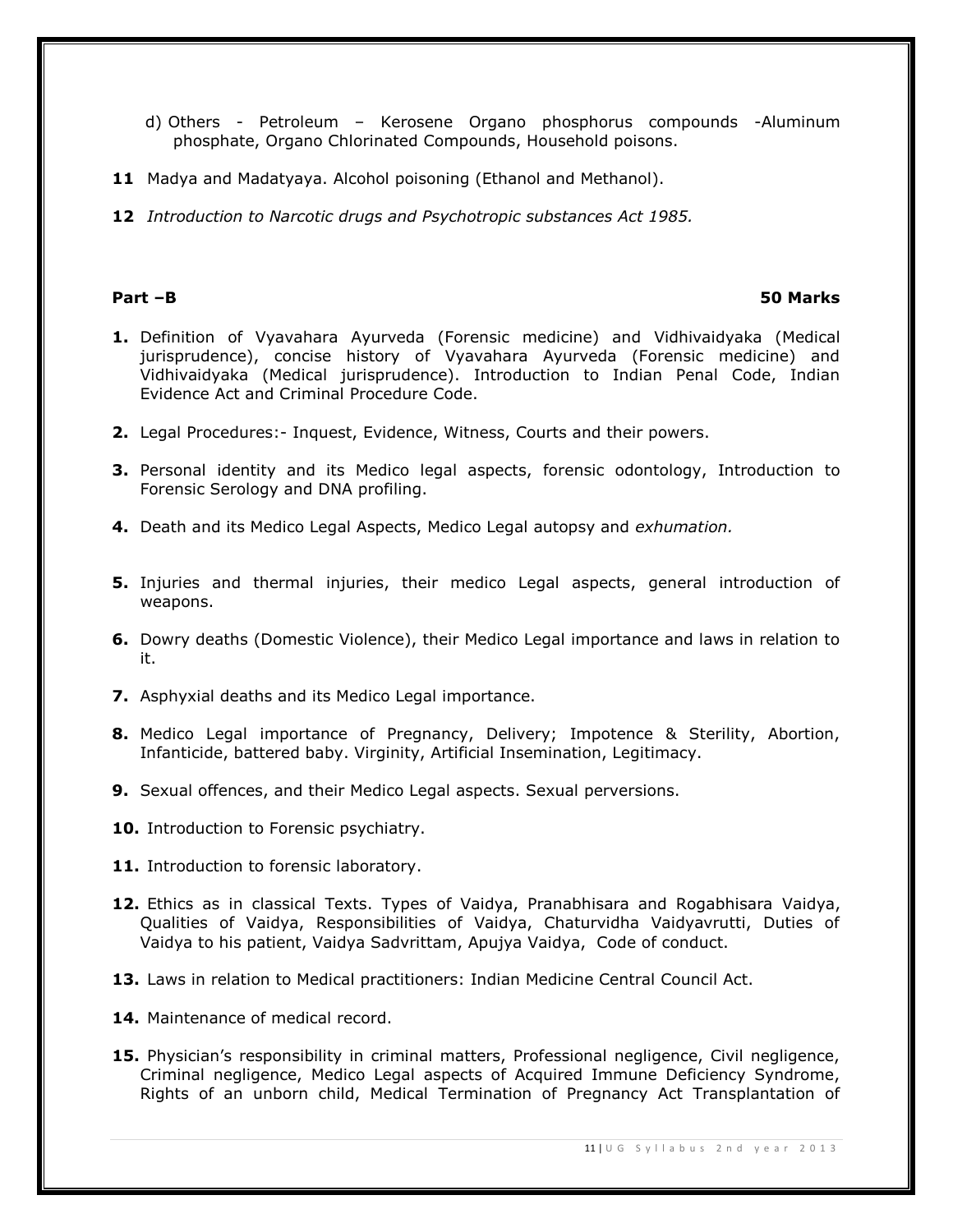d) Others - Petroleum – Kerosene Organo phosphorus compounds -Aluminum phosphate, Organo Chlorinated Compounds, Household poisons.

**11** Madya and Madatyaya. Alcohol poisoning (Ethanol and Methanol).

**12** *Introduction to Narcotic drugs and Psychotropic substances Act 1985.*

**Part –B** **50 Marks**

**1.** Definition of Vyavahara Ayurveda (Forensic medicine) and Vidhivaidyaka (Medical jurisprudence), concise history of Vyavahara Ayurveda (Forensic medicine) and Vidhivaidyaka (Medical jurisprudence). Introduction to Indian Penal Code, Indian Evidence Act and Criminal Procedure Code.

**2.** Legal Procedures:- Inquest, Evidence, Witness, Courts and their powers.

**3.** Personal identity and its Medico legal aspects, forensic odontology, Introduction to Forensic Serology and DNA profiling.

**4.** Death and its Medico Legal Aspects, Medico Legal autopsy and *exhumation.*

**5.** Injuries and thermal injuries, their medico Legal aspects, general introduction of weapons.

**6.** Dowry deaths (Domestic Violence), their Medico Legal importance and laws in relation to it.

**7.** Asphyxial deaths and its Medico Legal importance.

**8.** Medico Legal importance of Pregnancy, Delivery; Impotence & Sterility, Abortion, Infanticide, battered baby. Virginity, Artificial Insemination, Legitimacy.

**9.** Sexual offences, and their Medico Legal aspects. Sexual perversions.

**10.** Introduction to Forensic psychiatry.

**11.** Introduction to forensic laboratory.

**12.** Ethics as in classical Texts. Types of Vaidya, Pranabhisara and Rogabhisara Vaidya, Qualities of Vaidya, Responsibilities of Vaidya, Chaturvidha Vaidyavrutti, Duties of Vaidya to his patient, Vaidya Sadvrittam, Apujya Vaidya, Code of conduct.

**13.** Laws in relation to Medical practitioners: Indian Medicine Central Council Act.

**14.** Maintenance of medical record.

**15.** Physician's responsibility in criminal matters, Professional negligence, Civil negligence, Criminal negligence, Medico Legal aspects of Acquired Immune Deficiency Syndrome, Rights of an unborn child, Medical Termination of Pregnancy Act Transplantation of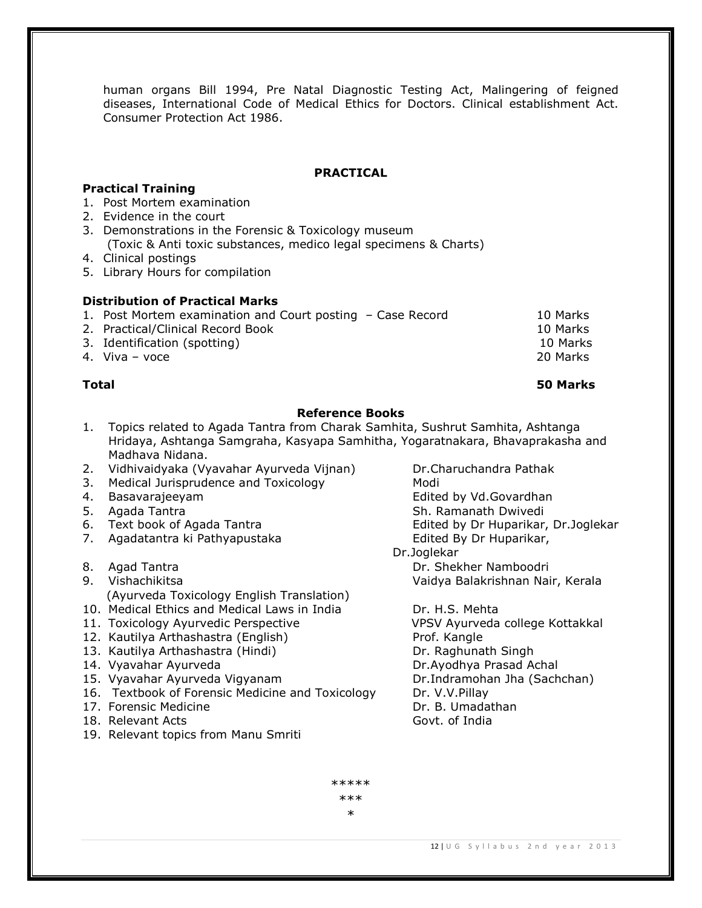human organs Bill 1994, Pre Natal Diagnostic Testing Act, Malingering of feigned diseases, International Code of Medical Ethics for Doctors. Clinical establishment Act. Consumer Protection Act 1986.

## PRACTICAL

### Practical Training

1. Post Mortem examination
2. Evidence in the court
3. Demonstrations in the Forensic & Toxicology museum
   (Toxic & Anti toxic substances, medico legal specimens & Charts)
4. Clinical postings
5. Library Hours for compilation

### Distribution of Practical Marks

| | |
|---|---|
| 1. Post Mortem examination and Court posting – Case Record | 10 Marks |
| 2. Practical/Clinical Record Book | 10 Marks |
| 3. Identification (spotting) | 10 Marks |
| 4. Viva – voce | 20 Marks |
| **Total** | **50 Marks** |

### Reference Books

| | | |
|---|---|---|
| 1. | Topics related to Agada Tantra from Charak Samhita, Sushrut Samhita, Ashtanga Hridaya, Ashtanga Samgraha, Kasyapa Samhitha, Yogaratnakara, Bhavaprakasha and Madhava Nidana. | |
| 2. | Vidhivaidyaka (Vyavahar Ayurveda Vijnan) | Dr.Charuchandra Pathak |
| 3. | Medical Jurisprudence and Toxicology | Modi |
| 4. | Basavarajeeyam | Edited by Vd.Govardhan |
| 5. | Agada Tantra | Sh. Ramanath Dwivedi |
| 6. | Text book of Agada Tantra | Edited by Dr Huparikar, Dr.Joglekar |
| 7. | Agadatantra ki Pathyapustaka | Edited By Dr Huparikar, Dr.Joglekar |
| 8. | Agad Tantra | Dr. Shekher Namboodri |
| 9. | Vishachikitsa (Ayurveda Toxicology English Translation) | Vaidya Balakrishnan Nair, Kerala |
| 10. | Medical Ethics and Medical Laws in India | Dr. H.S. Mehta |
| 11. | Toxicology Ayurvedic Perspective | VPSV Ayurveda college Kottakkal |
| 12. | Kautilya Arthashastra (English) | Prof. Kangle |
| 13. | Kautilya Arthashastra (Hindi) | Dr. Raghunath Singh |
| 14. | Vyavahar Ayurveda | Dr.Ayodhya Prasad Achal |
| 15. | Vyavahar Ayurveda Vigyanam | Dr.Indramohan Jha (Sachchan) |
| 16. | Textbook of Forensic Medicine and Toxicology | Dr. V.V.Pillay |
| 17. | Forensic Medicine | Dr. B. Umadathan |
| 18. | Relevant Acts | Govt. of India |
| 19. | Relevant topics from Manu Smriti | |

*****
***
*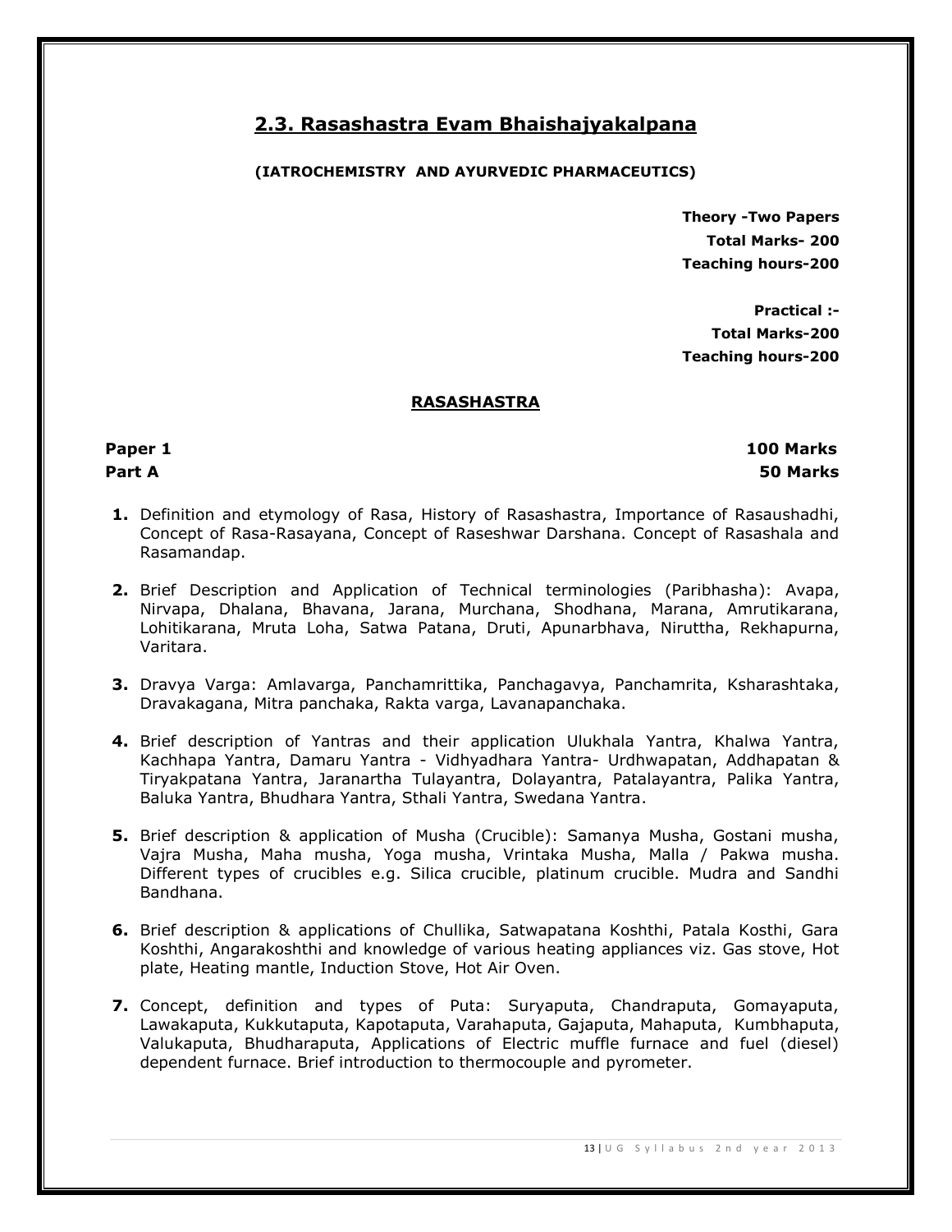## 2.3. Rasashastra Evam Bhaishajyakalpana

**(IATROCHEMISTRY AND AYURVEDIC PHARMACEUTICS)**

**Theory -Two Papers**
**Total Marks- 200**
**Teaching hours-200**

**Practical :-**
**Total Marks-200**
**Teaching hours-200**

### RASASHASTRA

**Paper 1** **100 Marks**
**Part A** **50 Marks**

1. Definition and etymology of Rasa, History of Rasashastra, Importance of Rasaushadhi, Concept of Rasa-Rasayana, Concept of Raseshwar Darshana. Concept of Rasashala and Rasamandap.
2. Brief Description and Application of Technical terminologies (Paribhasha): Avapa, Nirvapa, Dhalana, Bhavana, Jarana, Murchana, Shodhana, Marana, Amrutikarana, Lohitikarana, Mruta Loha, Satwa Patana, Druti, Apunarbhava, Niruttha, Rekhapurna, Varitara.
3. Dravya Varga: Amlavarga, Panchamrittika, Panchagavya, Panchamrita, Ksharashtaka, Dravakagana, Mitra panchaka, Rakta varga, Lavanapanchaka.
4. Brief description of Yantras and their application Ulukhala Yantra, Khalwa Yantra, Kachhapa Yantra, Damaru Yantra - Vidhyadhara Yantra- Urdhwapatan, Addhapatan & Tiryakpatana Yantra, Jaranartha Tulayantra, Dolayantra, Patalayantra, Palika Yantra, Baluka Yantra, Bhudhara Yantra, Sthali Yantra, Swedana Yantra.
5. Brief description & application of Musha (Crucible): Samanya Musha, Gostani musha, Vajra Musha, Maha musha, Yoga musha, Vrintaka Musha, Malla / Pakwa musha. Different types of crucibles e.g. Silica crucible, platinum crucible. Mudra and Sandhi Bandhana.
6. Brief description & applications of Chullika, Satwapatana Koshthi, Patala Kosthi, Gara Koshthi, Angarakoshthi and knowledge of various heating appliances viz. Gas stove, Hot plate, Heating mantle, Induction Stove, Hot Air Oven.
7. Concept, definition and types of Puta: Suryaputa, Chandraputa, Gomayaputa, Lawakaputa, Kukkutaputa, Kapotaputa, Varahaputa, Gajaputa, Mahaputa, Kumbhaputa, Valukaputa, Bhudharaputa, Applications of Electric muffle furnace and fuel (diesel) dependent furnace. Brief introduction to thermocouple and pyrometer.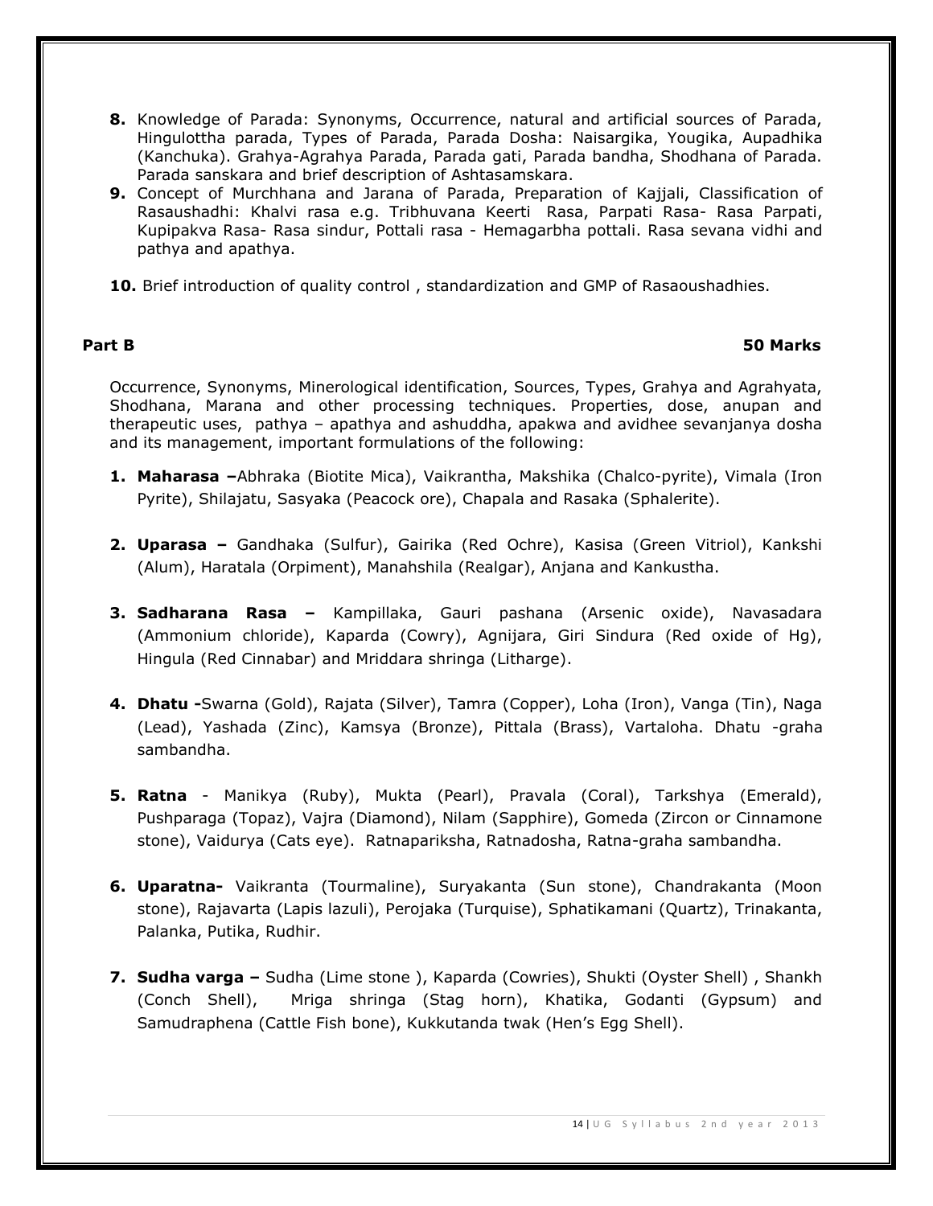8. Knowledge of Parada: Synonyms, Occurrence, natural and artificial sources of Parada, Hingulottha parada, Types of Parada, Parada Dosha: Naisargika, Yougika, Aupadhika (Kanchuka). Grahya-Agrahya Parada, Parada gati, Parada bandha, Shodhana of Parada. Parada sanskara and brief description of Ashtasamskara.
9. Concept of Murchhana and Jarana of Parada, Preparation of Kajjali, Classification of Rasaushadhi: Khalvi rasa e.g. Tribhuvana Keerti Rasa, Parpati Rasa- Rasa Parpati, Kupipakva Rasa- Rasa sindur, Pottali rasa - Hemagarbha pottali. Rasa sevana vidhi and pathya and apathya.
10. Brief introduction of quality control , standardization and GMP of Rasaoushadhies.

**Part B 50 Marks**

Occurrence, Synonyms, Minerological identification, Sources, Types, Grahya and Agrahyata, Shodhana, Marana and other processing techniques. Properties, dose, anupan and therapeutic uses, pathya – apathya and ashuddha, apakwa and avidhee sevanjanya dosha and its management, important formulations of the following:

1. **Maharasa –**Abhraka (Biotite Mica), Vaikrantha, Makshika (Chalco-pyrite), Vimala (Iron Pyrite), Shilajatu, Sasyaka (Peacock ore), Chapala and Rasaka (Sphalerite).
2. **Uparasa –** Gandhaka (Sulfur), Gairika (Red Ochre), Kasisa (Green Vitriol), Kankshi (Alum), Haratala (Orpiment), Manahshila (Realgar), Anjana and Kankustha.
3. **Sadharana Rasa –** Kampillaka, Gauri pashana (Arsenic oxide), Navasadara (Ammonium chloride), Kaparda (Cowry), Agnijara, Giri Sindura (Red oxide of Hg), Hingula (Red Cinnabar) and Mriddara shringa (Litharge).
4. **Dhatu -**Swarna (Gold), Rajata (Silver), Tamra (Copper), Loha (Iron), Vanga (Tin), Naga (Lead), Yashada (Zinc), Kamsya (Bronze), Pittala (Brass), Vartaloha. Dhatu -graha sambandha.
5. **Ratna** - Manikya (Ruby), Mukta (Pearl), Pravala (Coral), Tarkshya (Emerald), Pushparaga (Topaz), Vajra (Diamond), Nilam (Sapphire), Gomeda (Zircon or Cinnamone stone), Vaidurya (Cats eye). Ratnapariksha, Ratnadosha, Ratna-graha sambandha.
6. **Uparatna-** Vaikranta (Tourmaline), Suryakanta (Sun stone), Chandrakanta (Moon stone), Rajavarta (Lapis lazuli), Perojaka (Turquise), Sphatikamani (Quartz), Trinakanta, Palanka, Putika, Rudhir.
7. **Sudha varga –** Sudha (Lime stone ), Kaparda (Cowries), Shukti (Oyster Shell) , Shankh (Conch Shell), Mriga shringa (Stag horn), Khatika, Godanti (Gypsum) and Samudraphena (Cattle Fish bone), Kukkutanda twak (Hen's Egg Shell).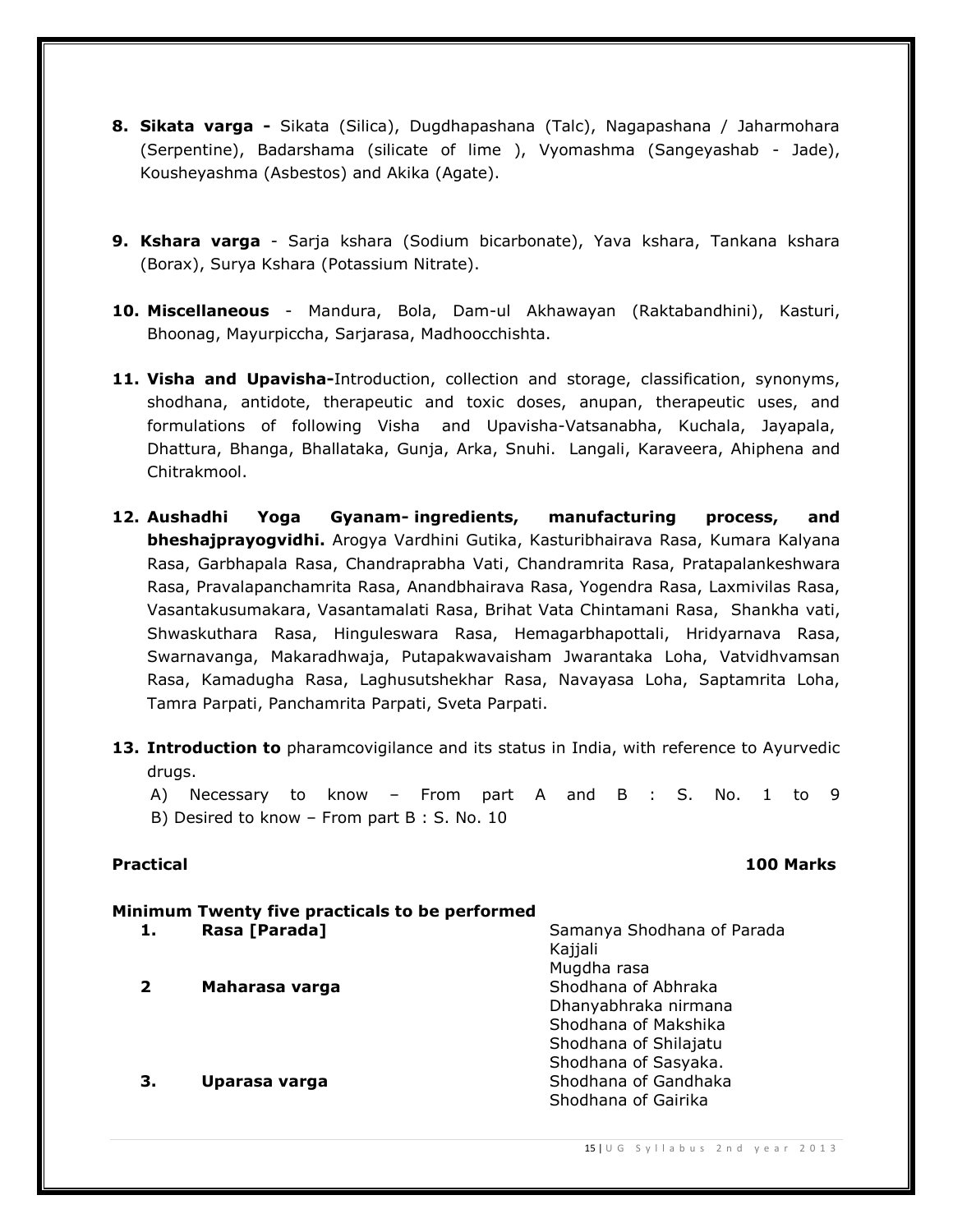8. **Sikata varga -** Sikata (Silica), Dugdhapashana (Talc), Nagapashana / Jaharmohara (Serpentine), Badarshama (silicate of lime ), Vyomashma (Sangeyashab - Jade), Kousheyashma (Asbestos) and Akika (Agate).

9. **Kshara varga** - Sarja kshara (Sodium bicarbonate), Yava kshara, Tankana kshara (Borax), Surya Kshara (Potassium Nitrate).

10. **Miscellaneous** - Mandura, Bola, Dam-ul Akhawayan (Raktabandhini), Kasturi, Bhoonag, Mayurpiccha, Sarjarasa, Madhoocchishta.

11. **Visha and Upavisha-**Introduction, collection and storage, classification, synonyms, shodhana, antidote, therapeutic and toxic doses, anupan, therapeutic uses, and formulations of following Visha and Upavisha-Vatsanabha, Kuchala, Jayapala, Dhattura, Bhanga, Bhallataka, Gunja, Arka, Snuhi. Langali, Karaveera, Ahiphena and Chitrakmool.

12. **Aushadhi Yoga Gyanam- ingredients, manufacturing process, and bheshajprayogvidhi.** Arogya Vardhini Gutika, Kasturibhairava Rasa, Kumara Kalyana Rasa, Garbhapala Rasa, Chandraprabha Vati, Chandramrita Rasa, Pratapalankeshwara Rasa, Pravalapanchamrita Rasa, Anandbhairava Rasa, Yogendra Rasa, Laxmivilas Rasa, Vasantakusumakara, Vasantamalati Rasa, Brihat Vata Chintamani Rasa, Shankha vati, Shwaskuthara Rasa, Hinguleswara Rasa, Hemagarbhapottali, Hridyarnava Rasa, Swarnavanga, Makaradhwaja, Putapakwavaisham Jwarantaka Loha, Vatvidhvamsan Rasa, Kamadugha Rasa, Laghusutshekhar Rasa, Navayasa Loha, Saptamrita Loha, Tamra Parpati, Panchamrita Parpati, Sveta Parpati.

13. **Introduction to** pharamcovigilance and its status in India, with reference to Ayurvedic drugs.

    A) Necessary to know – From part A and B : S. No. 1 to 9
    B) Desired to know – From part B : S. No. 10

**Practical** **100 Marks**

**Minimum Twenty five practicals to be performed**

| | | |
|---|---|---|
| **1.** | **Rasa [Parada]** | Samanya Shodhana of Parada<br>Kajjali<br>Mugdha rasa |
| **2** | **Maharasa varga** | Shodhana of Abhraka<br>Dhanyabhraka nirmana<br>Shodhana of Makshika<br>Shodhana of Shilajatu<br>Shodhana of Sasyaka. |
| **3.** | **Uparasa varga** | Shodhana of Gandhaka<br>Shodhana of Gairika |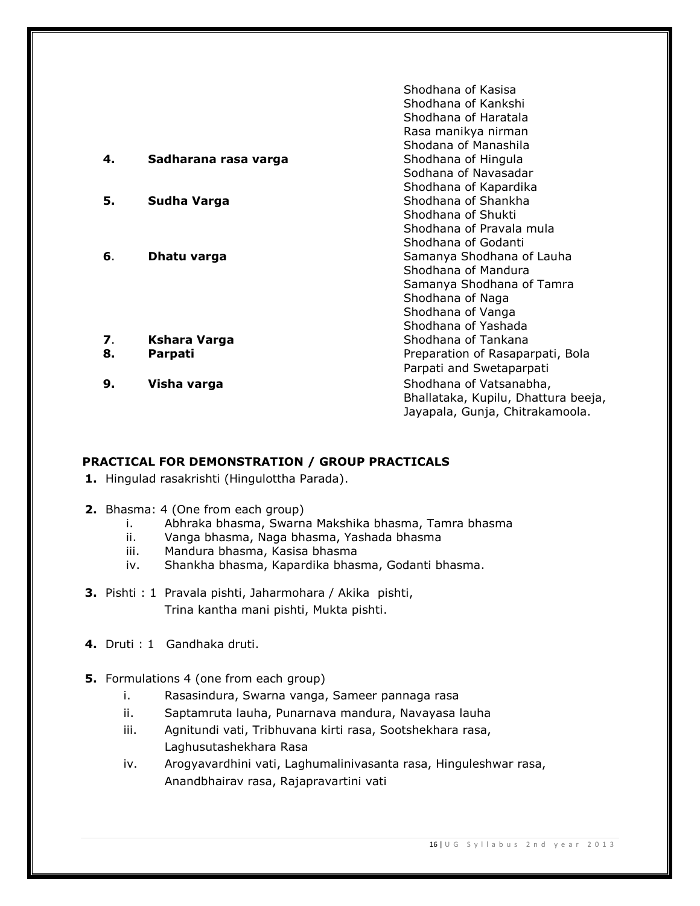| | | |
|---|---|---|
| | | Shodhana of Kasisa<br>Shodhana of Kankshi<br>Shodhana of Haratala<br>Rasa manikya nirman<br>Shodana of Manashila |
| **4.** | **Sadharana rasa varga** | Shodhana of Hingula<br>Sodhana of Navasadar<br>Shodhana of Kapardika |
| **5.** | **Sudha Varga** | Shodhana of Shankha<br>Shodhana of Shukti<br>Shodhana of Pravala mula<br>Shodhana of Godanti |
| **6**. | **Dhatu varga** | Samanya Shodhana of Lauha<br>Shodhana of Mandura<br>Samanya Shodhana of Tamra<br>Shodhana of Naga<br>Shodhana of Vanga<br>Shodhana of Yashada |
| **7**. | **Kshara Varga** | Shodhana of Tankana |
| **8.** | **Parpati** | Preparation of Rasaparpati, Bola Parpati and Swetaparpati |
| **9.** | **Visha varga** | Shodhana of Vatsanabha, Bhallataka, Kupilu, Dhattura beeja, Jayapala, Gunja, Chitrakamoola. |

### PRACTICAL FOR DEMONSTRATION / GROUP PRACTICALS

**1.** Hingulad rasakrishti (Hingulottha Parada).

**2.** Bhasma: 4 (One from each group)
- i. Abhraka bhasma, Swarna Makshika bhasma, Tamra bhasma
- ii. Vanga bhasma, Naga bhasma, Yashada bhasma
- iii. Mandura bhasma, Kasisa bhasma
- iv. Shankha bhasma, Kapardika bhasma, Godanti bhasma.

**3.** Pishti : 1 Pravala pishti, Jaharmohara / Akika pishti, Trina kantha mani pishti, Mukta pishti.

**4.** Druti : 1 Gandhaka druti.

**5.** Formulations 4 (one from each group)
- i. Rasasindura, Swarna vanga, Sameer pannaga rasa
- ii. Saptamruta lauha, Punarnava mandura, Navayasa lauha
- iii. Agnitundi vati, Tribhuvana kirti rasa, Sootshekhara rasa, Laghusutashekhara Rasa
- iv. Arogyavardhini vati, Laghumalinivasanta rasa, Hinguleshwar rasa, Anandbhairav rasa, Rajapravartini vati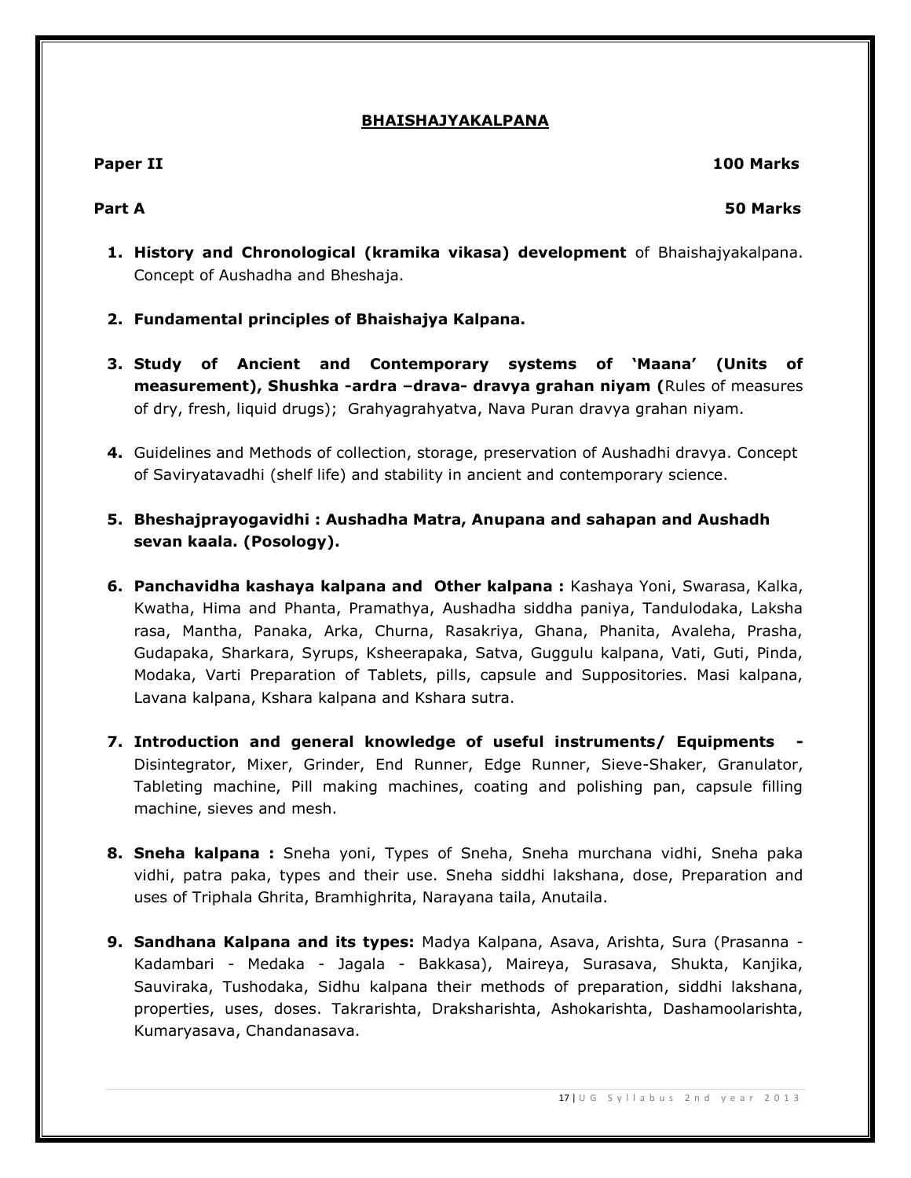# BHAISHAJYAKALPANA

**Paper II** **100 Marks**

**Part A** **50 Marks**

1. **History and Chronological (kramika vikasa) development** of Bhaishajyakalpana. Concept of Aushadha and Bheshaja.

2. **Fundamental principles of Bhaishajya Kalpana.**

3. **Study of Ancient and Contemporary systems of 'Maana' (Units of measurement), Shushka -ardra –drava- dravya grahan niyam (**Rules of measures of dry, fresh, liquid drugs); Grahyagrahyatva, Nava Puran dravya grahan niyam.

4. Guidelines and Methods of collection, storage, preservation of Aushadhi dravya. Concept of Saviryatavadhi (shelf life) and stability in ancient and contemporary science.

5. **Bheshajprayogavidhi : Aushadha Matra, Anupana and sahapan and Aushadh sevan kaala. (Posology).**

6. **Panchavidha kashaya kalpana and Other kalpana :** Kashaya Yoni, Swarasa, Kalka, Kwatha, Hima and Phanta, Pramathya, Aushadha siddha paniya, Tandulodaka, Laksha rasa, Mantha, Panaka, Arka, Churna, Rasakriya, Ghana, Phanita, Avaleha, Prasha, Gudapaka, Sharkara, Syrups, Ksheerapaka, Satva, Guggulu kalpana, Vati, Guti, Pinda, Modaka, Varti Preparation of Tablets, pills, capsule and Suppositories. Masi kalpana, Lavana kalpana, Kshara kalpana and Kshara sutra.

7. **Introduction and general knowledge of useful instruments/ Equipments -** Disintegrator, Mixer, Grinder, End Runner, Edge Runner, Sieve-Shaker, Granulator, Tableting machine, Pill making machines, coating and polishing pan, capsule filling machine, sieves and mesh.

8. **Sneha kalpana :** Sneha yoni, Types of Sneha, Sneha murchana vidhi, Sneha paka vidhi, patra paka, types and their use. Sneha siddhi lakshana, dose, Preparation and uses of Triphala Ghrita, Bramhighrita, Narayana taila, Anutaila.

9. **Sandhana Kalpana and its types:** Madya Kalpana, Asava, Arishta, Sura (Prasanna - Kadambari - Medaka - Jagala - Bakkasa), Maireya, Surasava, Shukta, Kanjika, Sauviraka, Tushodaka, Sidhu kalpana their methods of preparation, siddhi lakshana, properties, uses, doses. Takrarishta, Draksharishta, Ashokarishta, Dashamoolarishta, Kumaryasava, Chandanasava.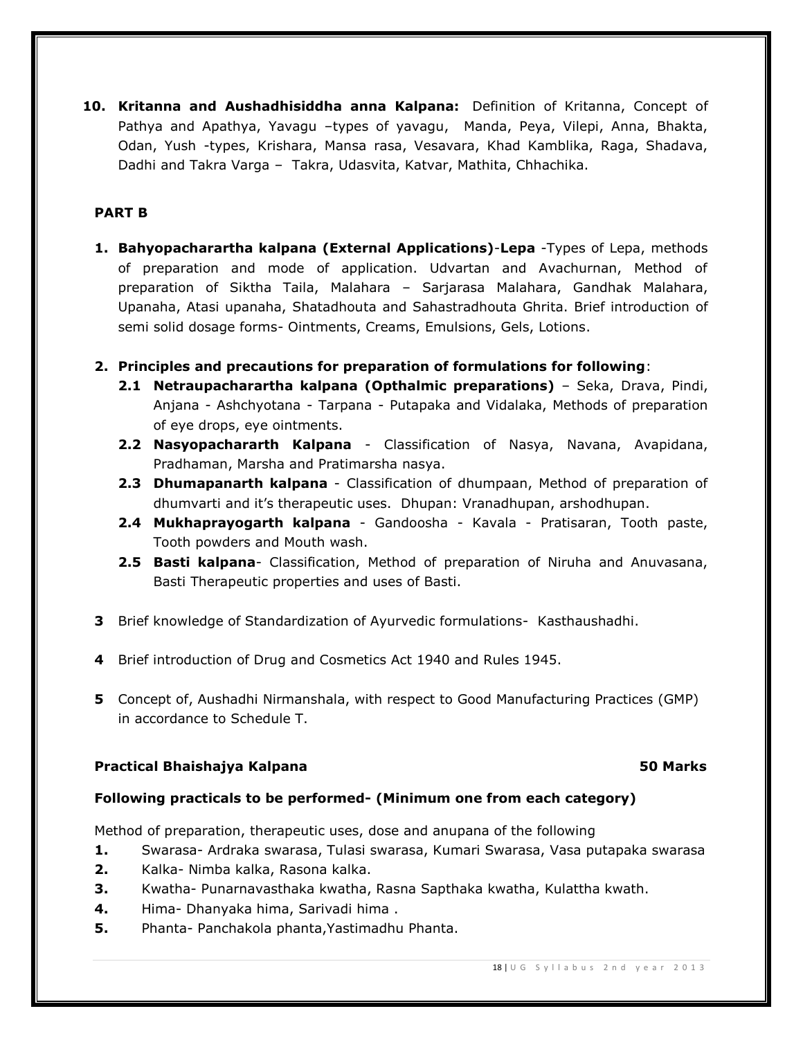**10. Kritanna and Aushadhisiddha anna Kalpana:** Definition of Kritanna, Concept of Pathya and Apathya, Yavagu –types of yavagu, Manda, Peya, Vilepi, Anna, Bhakta, Odan, Yush -types, Krishara, Mansa rasa, Vesavara, Khad Kamblika, Raga, Shadava, Dadhi and Takra Varga – Takra, Udasvita, Katvar, Mathita, Chhachika.

## PART B

1. **Bahyopacharartha kalpana (External Applications)**-**Lepa** -Types of Lepa, methods of preparation and mode of application. Udvartan and Avachurnan, Method of preparation of Siktha Taila, Malahara – Sarjarasa Malahara, Gandhak Malahara, Upanaha, Atasi upanaha, Shatadhouta and Sahastradhouta Ghrita. Brief introduction of semi solid dosage forms- Ointments, Creams, Emulsions, Gels, Lotions.

2. **Principles and precautions for preparation of formulations for following**:
   - **2.1 Netraupacharartha kalpana (Opthalmic preparations)** – Seka, Drava, Pindi, Anjana - Ashchyotana - Tarpana - Putapaka and Vidalaka, Methods of preparation of eye drops, eye ointments.
   - **2.2 Nasyopachararth Kalpana** - Classification of Nasya, Navana, Avapidana, Pradhaman, Marsha and Pratimarsha nasya.
   - **2.3 Dhumapanarth kalpana** - Classification of dhumpaan, Method of preparation of dhumvarti and it's therapeutic uses. Dhupan: Vranadhupan, arshodhupan.
   - **2.4 Mukhaprayogarth kalpana** - Gandoosha - Kavala - Pratisaran, Tooth paste, Tooth powders and Mouth wash.
   - **2.5 Basti kalpana**- Classification, Method of preparation of Niruha and Anuvasana, Basti Therapeutic properties and uses of Basti.

3. Brief knowledge of Standardization of Ayurvedic formulations- Kasthaushadhi.

4. Brief introduction of Drug and Cosmetics Act 1940 and Rules 1945.

5. Concept of, Aushadhi Nirmanshala, with respect to Good Manufacturing Practices (GMP) in accordance to Schedule T.

### Practical Bhaishajya Kalpana — 50 Marks

**Following practicals to be performed- (Minimum one from each category)**

Method of preparation, therapeutic uses, dose and anupana of the following

1. Swarasa- Ardraka swarasa, Tulasi swarasa, Kumari Swarasa, Vasa putapaka swarasa
2. Kalka- Nimba kalka, Rasona kalka.
3. Kwatha- Punarnavasthaka kwatha, Rasna Sapthaka kwatha, Kulattha kwath.
4. Hima- Dhanyaka hima, Sarivadi hima .
5. Phanta- Panchakola phanta,Yastimadhu Phanta.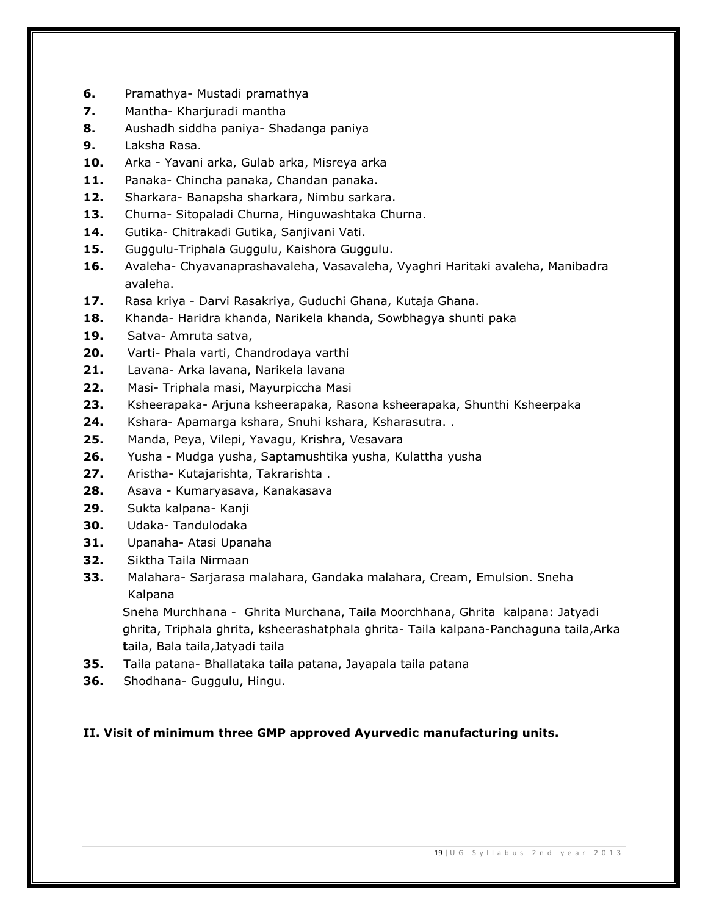6. Pramathya- Mustadi pramathya
7. Mantha- Kharjuradi mantha
8. Aushadh siddha paniya- Shadanga paniya
9. Laksha Rasa.
10. Arka - Yavani arka, Gulab arka, Misreya arka
11. Panaka- Chincha panaka, Chandan panaka.
12. Sharkara- Banapsha sharkara, Nimbu sarkara.
13. Churna- Sitopaladi Churna, Hinguwashtaka Churna.
14. Gutika- Chitrakadi Gutika, Sanjivani Vati.
15. Guggulu-Triphala Guggulu, Kaishora Guggulu.
16. Avaleha- Chyavanaprashavaleha, Vasavaleha, Vyaghri Haritaki avaleha, Manibadra avaleha.
17. Rasa kriya - Darvi Rasakriya, Guduchi Ghana, Kutaja Ghana.
18. Khanda- Haridra khanda, Narikela khanda, Sowbhagya shunti paka
19. Satva- Amruta satva,
20. Varti- Phala varti, Chandrodaya varthi
21. Lavana- Arka lavana, Narikela lavana
22. Masi- Triphala masi, Mayurpiccha Masi
23. Ksheerapaka- Arjuna ksheerapaka, Rasona ksheerapaka, Shunthi Ksheerpaka
24. Kshara- Apamarga kshara, Snuhi kshara, Ksharasutra. .
25. Manda, Peya, Vilepi, Yavagu, Krishra, Vesavara
26. Yusha - Mudga yusha, Saptamushtika yusha, Kulattha yusha
27. Aristha- Kutajarishta, Takrarishta .
28. Asava - Kumaryasava, Kanakasava
29. Sukta kalpana- Kanji
30. Udaka- Tandulodaka
31. Upanaha- Atasi Upanaha
32. Siktha Taila Nirmaan
33. Malahara- Sarjarasa malahara, Gandaka malahara, Cream, Emulsion. Sneha Kalpana

    Sneha Murchhana - Ghrita Murchana, Taila Moorchhana, Ghrita kalpana: Jatyadi ghrita, Triphala ghrita, ksheerashatphala ghrita- Taila kalpana-Panchaguna taila,Arka **t**aila, Bala taila,Jatyadi taila

35. Taila patana- Bhallataka taila patana, Jayapala taila patana
36. Shodhana- Guggulu, Hingu.

**II. Visit of minimum three GMP approved Ayurvedic manufacturing units.**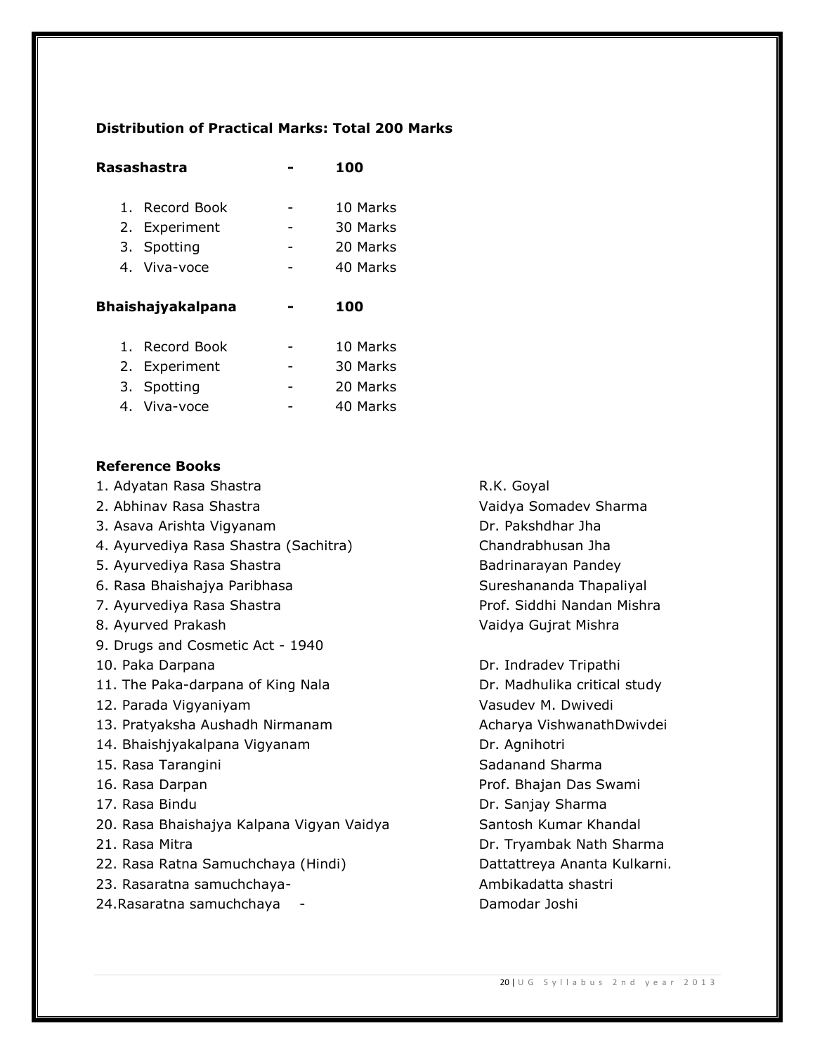**Distribution of Practical Marks: Total 200 Marks**

**Rasashastra - 100**

1. Record Book - 10 Marks
2. Experiment - 30 Marks
3. Spotting - 20 Marks
4. Viva-voce - 40 Marks

**Bhaishajyakalpana - 100**

1. Record Book - 10 Marks
2. Experiment - 30 Marks
3. Spotting - 20 Marks
4. Viva-voce - 40 Marks

**Reference Books**

| | |
|---|---|
| 1. Adyatan Rasa Shastra | R.K. Goyal |
| 2. Abhinav Rasa Shastra | Vaidya Somadev Sharma |
| 3. Asava Arishta Vigyanam | Dr. Pakshdhar Jha |
| 4. Ayurvediya Rasa Shastra (Sachitra) | Chandrabhusan Jha |
| 5. Ayurvediya Rasa Shastra | Badrinarayan Pandey |
| 6. Rasa Bhaishajya Paribhasa | Sureshananda Thapaliyal |
| 7. Ayurvediya Rasa Shastra | Prof. Siddhi Nandan Mishra |
| 8. Ayurved Prakash | Vaidya Gujrat Mishra |
| 9. Drugs and Cosmetic Act - 1940 | |
| 10. Paka Darpana | Dr. Indradev Tripathi |
| 11. The Paka-darpana of King Nala | Dr. Madhulika critical study |
| 12. Parada Vigyaniyam | Vasudev M. Dwivedi |
| 13. Pratyaksha Aushadh Nirmanam | Acharya VishwanathDwivdei |
| 14. Bhaishjyakalpana Vigyanam | Dr. Agnihotri |
| 15. Rasa Tarangini | Sadanand Sharma |
| 16. Rasa Darpan | Prof. Bhajan Das Swami |
| 17. Rasa Bindu | Dr. Sanjay Sharma |
| 20. Rasa Bhaishajya Kalpana Vigyan Vaidya | Santosh Kumar Khandal |
| 21. Rasa Mitra | Dr. Tryambak Nath Sharma |
| 22. Rasa Ratna Samuchchaya (Hindi) | Dattattreya Ananta Kulkarni. |
| 23. Rasaratna samuchchaya- | Ambikadatta shastri |
| 24.Rasaratna samuchchaya - | Damodar Joshi |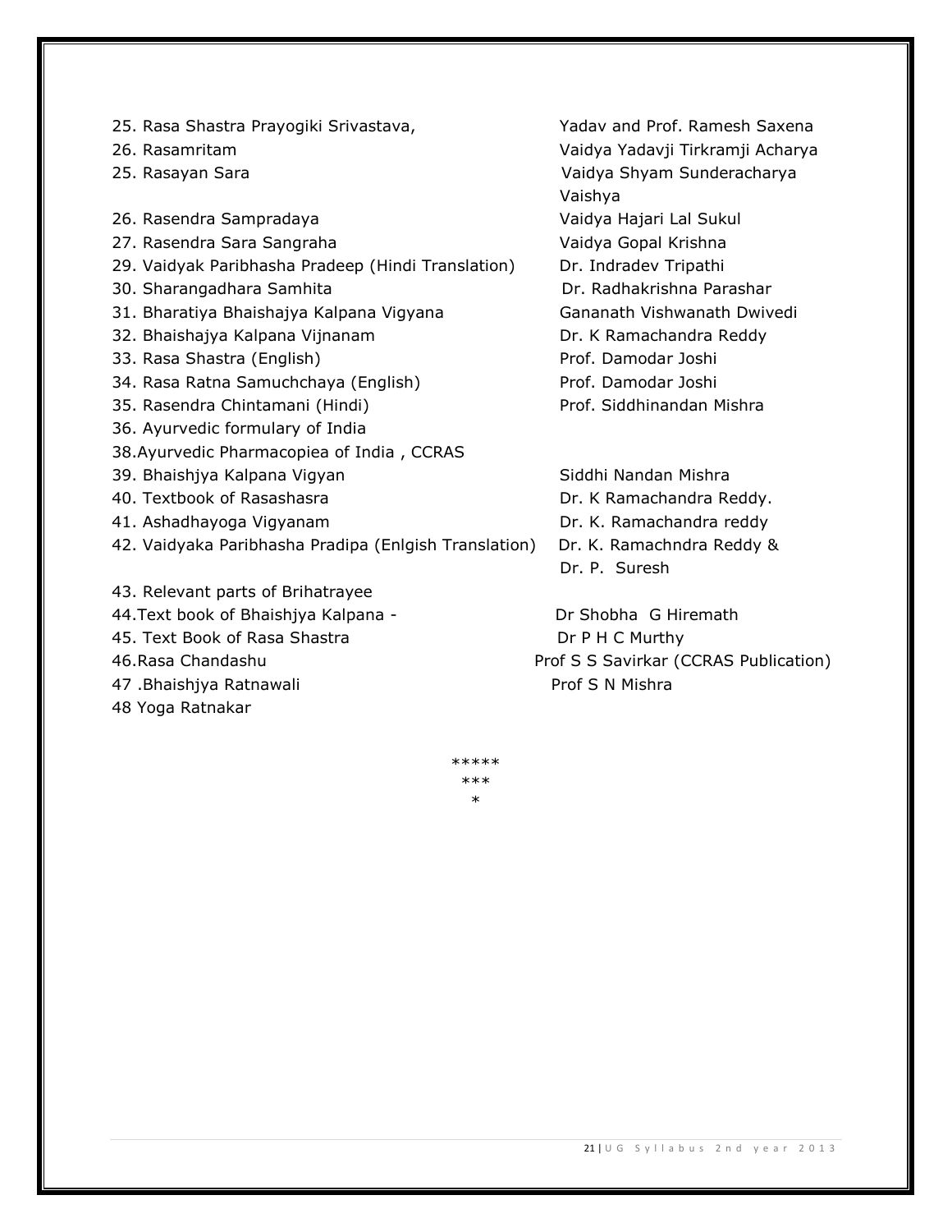| | |
|---|---|
| 25. Rasa Shastra Prayogiki Srivastava, | Yadav and Prof. Ramesh Saxena |
| 26. Rasamritam | Vaidya Yadavji Tirkramji Acharya |
| 25. Rasayan Sara | Vaidya Shyam Sunderacharya Vaishya |
| 26. Rasendra Sampradaya | Vaidya Hajari Lal Sukul |
| 27. Rasendra Sara Sangraha | Vaidya Gopal Krishna |
| 29. Vaidyak Paribhasha Pradeep (Hindi Translation) | Dr. Indradev Tripathi |
| 30. Sharangadhara Samhita | Dr. Radhakrishna Parashar |
| 31. Bharatiya Bhaishajya Kalpana Vigyana | Gananath Vishwanath Dwivedi |
| 32. Bhaishajya Kalpana Vijnanam | Dr. K Ramachandra Reddy |
| 33. Rasa Shastra (English) | Prof. Damodar Joshi |
| 34. Rasa Ratna Samuchchaya (English) | Prof. Damodar Joshi |
| 35. Rasendra Chintamani (Hindi) | Prof. Siddhinandan Mishra |
| 36. Ayurvedic formulary of India | |
| 38.Ayurvedic Pharmacopiea of India , CCRAS | |
| 39. Bhaishjya Kalpana Vigyan | Siddhi Nandan Mishra |
| 40. Textbook of Rasashasra | Dr. K Ramachandra Reddy. |
| 41. Ashadhayoga Vigyanam | Dr. K. Ramachandra reddy |
| 42. Vaidyaka Paribhasha Pradipa (Enlgish Translation) | Dr. K. Ramachndra Reddy & Dr. P. Suresh |
| 43. Relevant parts of Brihatrayee | |
| 44.Text book of Bhaishjya Kalpana - | Dr Shobha G Hiremath |
| 45. Text Book of Rasa Shastra | Dr P H C Murthy |
| 46.Rasa Chandashu | Prof S S Savirkar (CCRAS Publication) |
| 47 .Bhaishjya Ratnawali | Prof S N Mishra |
| 48 Yoga Ratnakar | |

*****
***
*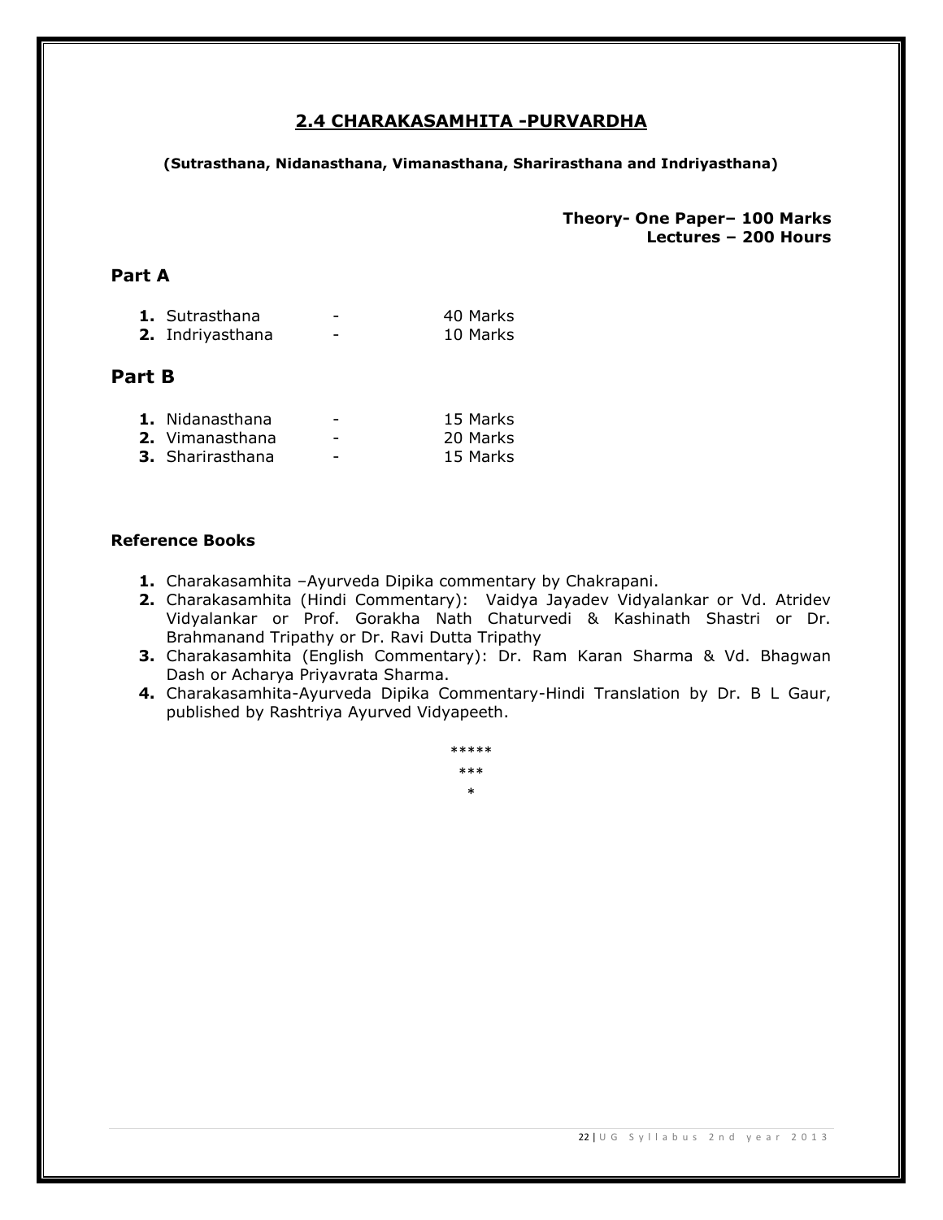## 2.4 CHARAKASAMHITA -PURVARDHA

**(Sutrasthana, Nidanasthana, Vimanasthana, Sharirasthana and Indriyasthana)**

**Theory- One Paper– 100 Marks**
**Lectures – 200 Hours**

### Part A

| | | |
|---|---|---|
| **1.** Sutrasthana | - | 40 Marks |
| **2.** Indriyasthana | - | 10 Marks |

### Part B

| | | |
|---|---|---|
| **1.** Nidanasthana | - | 15 Marks |
| **2.** Vimanasthana | - | 20 Marks |
| **3.** Sharirasthana | - | 15 Marks |

**Reference Books**

1. Charakasamhita –Ayurveda Dipika commentary by Chakrapani.
2. Charakasamhita (Hindi Commentary): Vaidya Jayadev Vidyalankar or Vd. Atridev Vidyalankar or Prof. Gorakha Nath Chaturvedi & Kashinath Shastri or Dr. Brahmanand Tripathy or Dr. Ravi Dutta Tripathy
3. Charakasamhita (English Commentary): Dr. Ram Karan Sharma & Vd. Bhagwan Dash or Acharya Priyavrata Sharma.
4. Charakasamhita-Ayurveda Dipika Commentary-Hindi Translation by Dr. B L Gaur, published by Rashtriya Ayurved Vidyapeeth.

*****

***

*